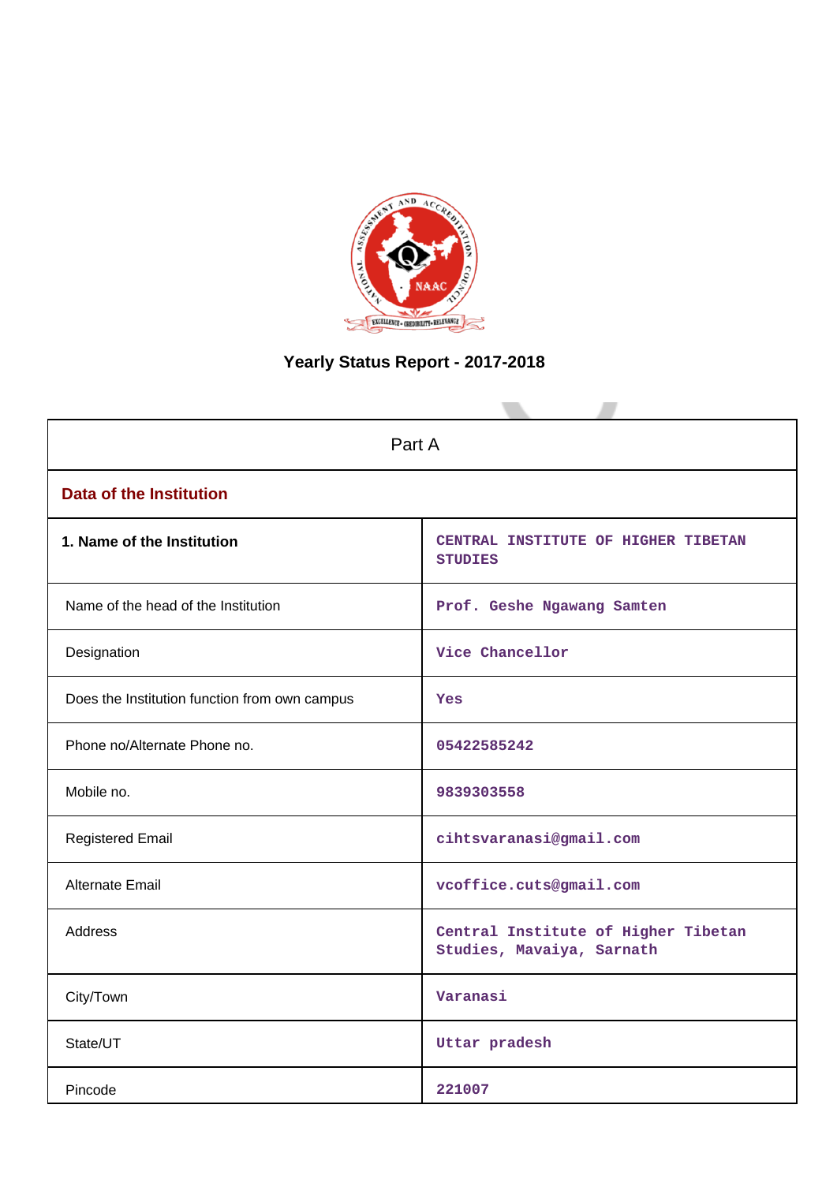# Yearly Status Report - 2017-2018

| Part A | |
|---|---|
| **Data of the Institution** | |
| **1. Name of the Institution** | CENTRAL INSTITUTE OF HIGHER TIBETAN STUDIES |
| Name of the head of the Institution | Prof. Geshe Ngawang Samten |
| Designation | Vice Chancellor |
| Does the Institution function from own campus | Yes |
| Phone no/Alternate Phone no. | 05422585242 |
| Mobile no. | 9839303558 |
| Registered Email | cihtsvaranasi@gmail.com |
| Alternate Email | vcoffice.cuts@gmail.com |
| Address | Central Institute of Higher Tibetan Studies, Mavaiya, Sarnath |
| City/Town | Varanasi |
| State/UT | Uttar pradesh |
| Pincode | 221007 |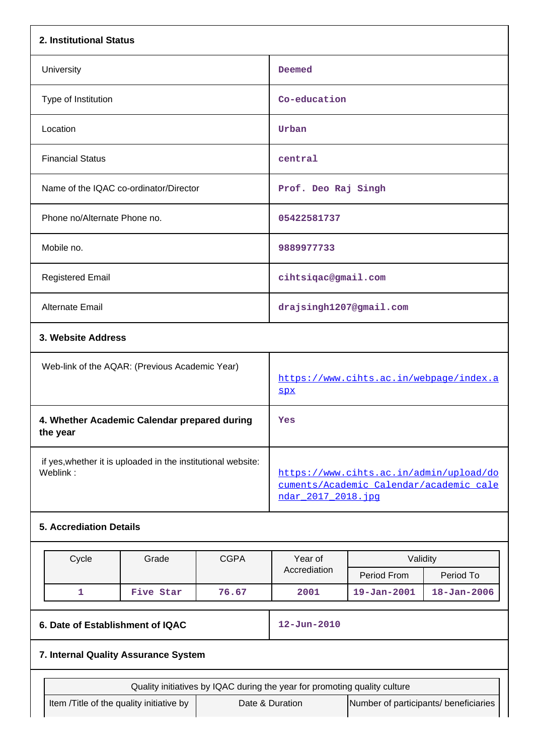## 2. Institutional Status

| | |
|---|---|
| University | Deemed |
| Type of Institution | Co-education |
| Location | Urban |
| Financial Status | central |
| Name of the IQAC co-ordinator/Director | Prof. Deo Raj Singh |
| Phone no/Alternate Phone no. | 05422581737 |
| Mobile no. | 9889977733 |
| Registered Email | cihtsiqac@gmail.com |
| Alternate Email | drajsingh1207@gmail.com |

## 3. Website Address

| | |
|---|---|
| Web-link of the AQAR: (Previous Academic Year) | https://www.cihts.ac.in/webpage/index.aspx |

| | |
|---|---|
| **4. Whether Academic Calendar prepared during the year** | Yes |
| if yes,whether it is uploaded in the institutional website: Weblink : | https://www.cihts.ac.in/admin/upload/documents/Academic_Calendar/academic_calendar_2017_2018.jpg |

## 5. Accrediation Details

| Cycle | Grade | CGPA | Year of Accrediation | Validity | |
|---|---|---|---|---|---|
| | | | | Period From | Period To |
| 1 | Five Star | 76.67 | 2001 | 19-Jan-2001 | 18-Jan-2006 |

| | |
|---|---|
| **6. Date of Establishment of IQAC** | 12-Jun-2010 |

## 7. Internal Quality Assurance System

| Quality initiatives by IQAC during the year for promoting quality culture | | |
|---|---|---|
| Item /Title of the quality initiative by | Date & Duration | Number of participants/ beneficiaries |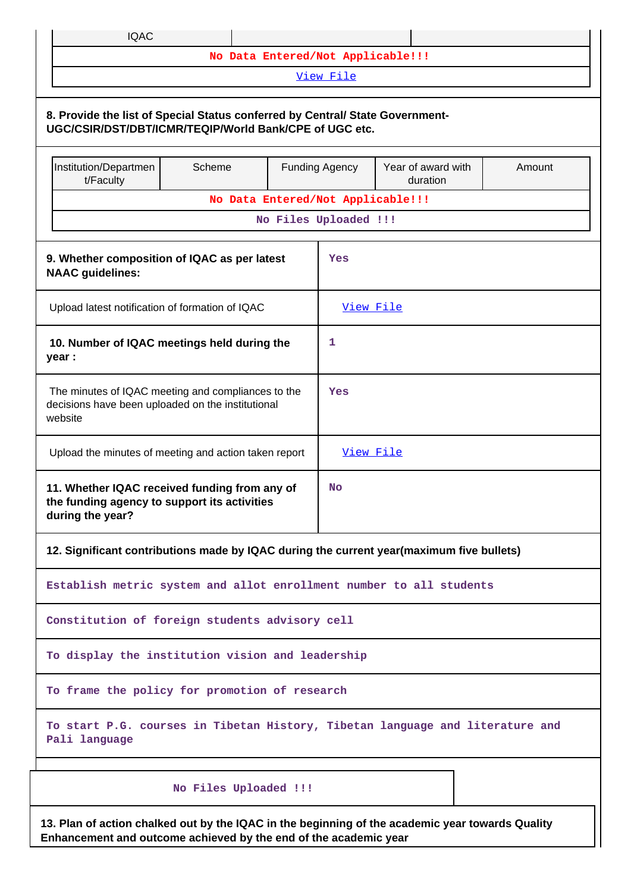| IQAC | | |
|---|---|---|
| No Data Entered/Not Applicable!!! | | |
| View File | | |

**8. Provide the list of Special Status conferred by Central/ State Government-UGC/CSIR/DST/DBT/ICMR/TEQIP/World Bank/CPE of UGC etc.**

| Institution/Department/Faculty | Scheme | Funding Agency | Year of award with duration | Amount |
|---|---|---|---|---|
| No Data Entered/Not Applicable!!! | | | | |
| No Files Uploaded !!! | | | | |

| | |
|---|---|
| **9. Whether composition of IQAC as per latest NAAC guidelines:** | Yes |
| Upload latest notification of formation of IQAC | View File |
| **10. Number of IQAC meetings held during the year :** | 1 |
| The minutes of IQAC meeting and compliances to the decisions have been uploaded on the institutional website | Yes |
| Upload the minutes of meeting and action taken report | View File |
| **11. Whether IQAC received funding from any of the funding agency to support its activities during the year?** | No |

**12. Significant contributions made by IQAC during the current year(maximum five bullets)**

- Establish metric system and allot enrollment number to all students
- Constitution of foreign students advisory cell
- To display the institution vision and leadership
- To frame the policy for promotion of research
- To start P.G. courses in Tibetan History, Tibetan language and literature and Pali language

No Files Uploaded !!!

**13. Plan of action chalked out by the IQAC in the beginning of the academic year towards Quality Enhancement and outcome achieved by the end of the academic year**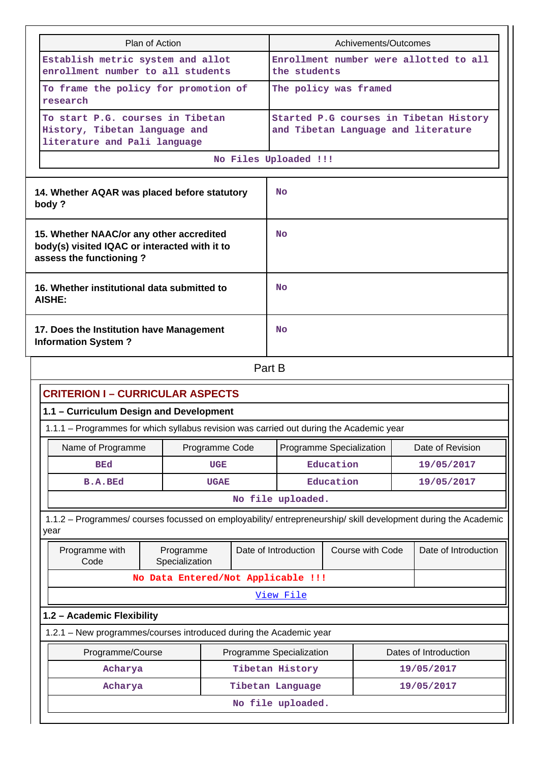| Plan of Action | Achivements/Outcomes |
|---|---|
| Establish metric system and allot enrollment number to all students | Enrollment number were allotted to all the students |
| To frame the policy for promotion of research | The policy was framed |
| To start P.G. courses in Tibetan History, Tibetan language and literature and Pali language | Started P.G courses in Tibetan History and Tibetan Language and literature |
| No Files Uploaded !!! | |

| | |
|---|---|
| **14. Whether AQAR was placed before statutory body ?** | No |
| **15. Whether NAAC/or any other accredited body(s) visited IQAC or interacted with it to assess the functioning ?** | No |
| **16. Whether institutional data submitted to AISHE:** | No |
| **17. Does the Institution have Management Information System ?** | No |

# Part B

## CRITERION I – CURRICULAR ASPECTS

### 1.1 – Curriculum Design and Development

1.1.1 – Programmes for which syllabus revision was carried out during the Academic year

| Name of Programme | Programme Code | Programme Specialization | Date of Revision |
|---|---|---|---|
| BEd | UGE | Education | 19/05/2017 |
| B.A.BEd | UGAE | Education | 19/05/2017 |
| No file uploaded. | | | |

1.1.2 – Programmes/ courses focussed on employability/ entrepreneurship/ skill development during the Academic year

| Programme with Code | Programme Specialization | Date of Introduction | Course with Code | Date of Introduction |
|---|---|---|---|---|
| No Data Entered/Not Applicable !!! | | | | |
| View File | | | | |

### 1.2 – Academic Flexibility

1.2.1 – New programmes/courses introduced during the Academic year

| Programme/Course | Programme Specialization | Dates of Introduction |
|---|---|---|
| Acharya | Tibetan History | 19/05/2017 |
| Acharya | Tibetan Language | 19/05/2017 |
| No file uploaded. | | |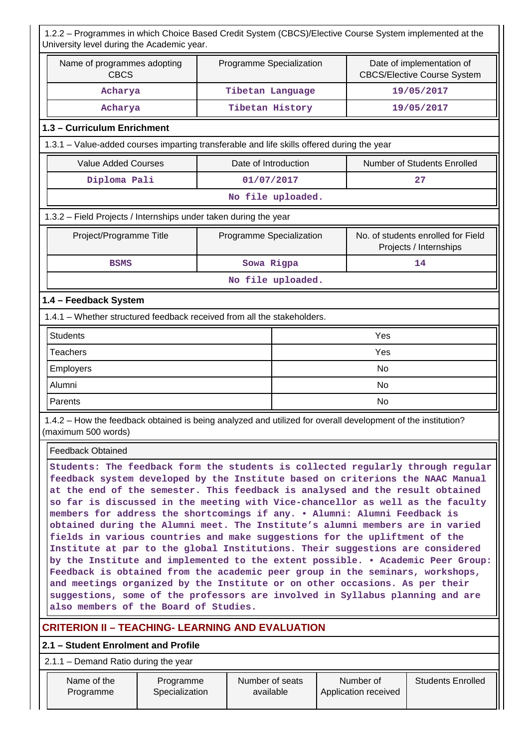1.2.2 – Programmes in which Choice Based Credit System (CBCS)/Elective Course System implemented at the University level during the Academic year.

| Name of programmes adopting CBCS | Programme Specialization | Date of implementation of CBCS/Elective Course System |
|---|---|---|
| Acharya | Tibetan Language | 19/05/2017 |
| Acharya | Tibetan History | 19/05/2017 |

## 1.3 – Curriculum Enrichment

1.3.1 – Value-added courses imparting transferable and life skills offered during the year

| Value Added Courses | Date of Introduction | Number of Students Enrolled |
|---|---|---|
| Diploma Pali | 01/07/2017 | 27 |
| No file uploaded. | | |

1.3.2 – Field Projects / Internships under taken during the year

| Project/Programme Title | Programme Specialization | No. of students enrolled for Field Projects / Internships |
|---|---|---|
| BSMS | Sowa Rigpa | 14 |
| No file uploaded. | | |

## 1.4 – Feedback System

1.4.1 – Whether structured feedback received from all the stakeholders.

| Stakeholder | Response |
|---|---|
| Students | Yes |
| Teachers | Yes |
| Employers | No |
| Alumni | No |
| Parents | No |

1.4.2 – How the feedback obtained is being analyzed and utilized for overall development of the institution? (maximum 500 words)

| Feedback Obtained |
|---|
| Students: The feedback form the students is collected regularly through regular feedback system developed by the Institute based on criterions the NAAC Manual at the end of the semester. This feedback is analysed and the result obtained so far is discussed in the meeting with Vice-chancellor as well as the faculty members for address the shortcomings if any. • Alumni: Alumni Feedback is obtained during the Alumni meet. The Institute's alumni members are in varied fields in various countries and make suggestions for the upliftment of the Institute at par to the global Institutions. Their suggestions are considered by the Institute and implemented to the extent possible. • Academic Peer Group: Feedback is obtained from the academic peer group in the seminars, workshops, and meetings organized by the Institute or on other occasions. As per their suggestions, some of the professors are involved in Syllabus planning and are also members of the Board of Studies. |

# CRITERION II – TEACHING- LEARNING AND EVALUATION

## 2.1 – Student Enrolment and Profile

2.1.1 – Demand Ratio during the year

| Name of the Programme | Programme Specialization | Number of seats available | Number of Application received | Students Enrolled |
|---|---|---|---|---|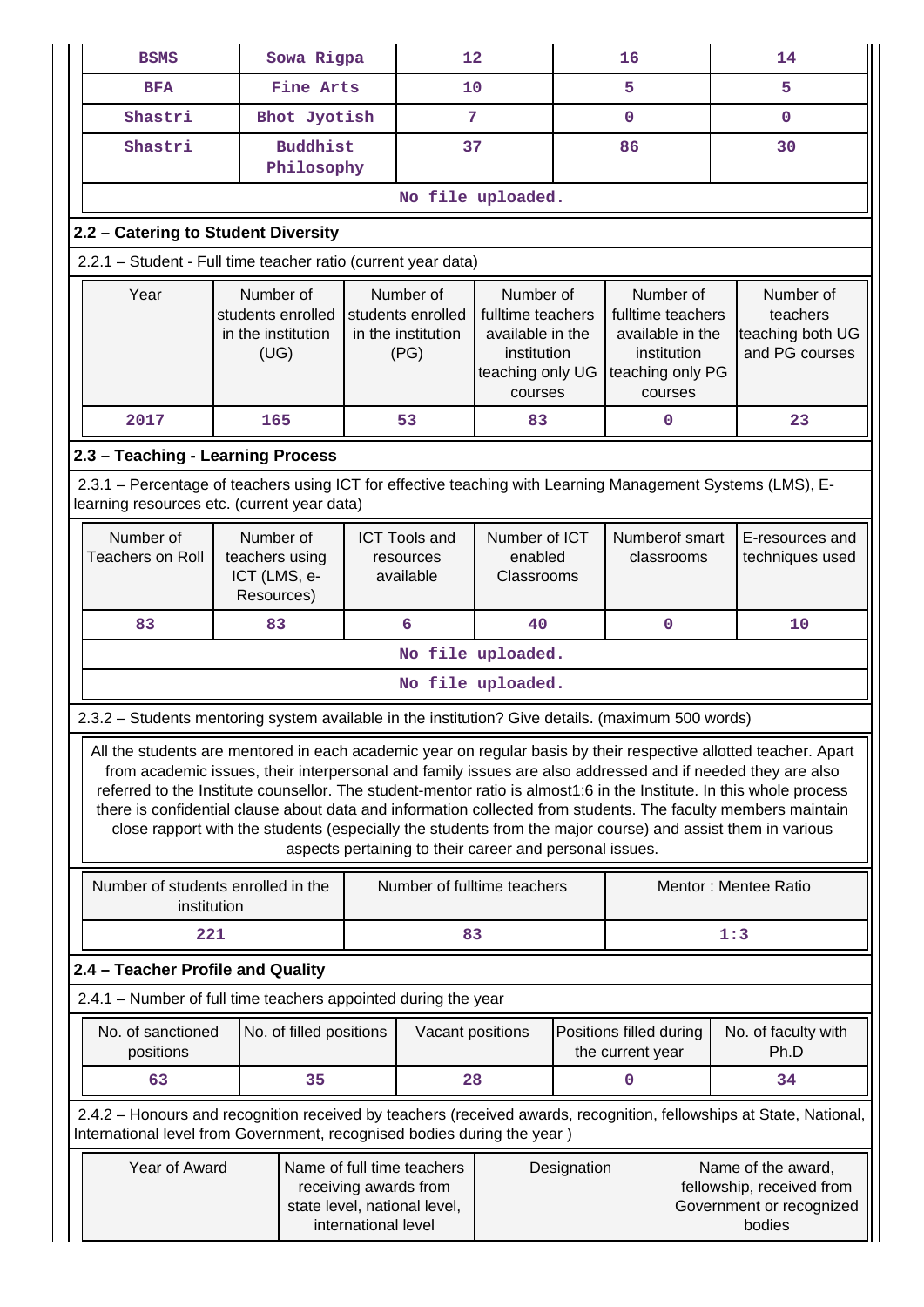| BSMS | Sowa Rigpa | 12 | 16 | 14 |
|---|---|---|---|---|
| BFA | Fine Arts | 10 | 5 | 5 |
| Shastri | Bhot Jyotish | 7 | 0 | 0 |
| Shastri | Buddhist Philosophy | 37 | 86 | 30 |

No file uploaded.

## 2.2 – Catering to Student Diversity

2.2.1 – Student - Full time teacher ratio (current year data)

| Year | Number of students enrolled in the institution (UG) | Number of students enrolled in the institution (PG) | Number of fulltime teachers available in the institution teaching only UG courses | Number of fulltime teachers available in the institution teaching only PG courses | Number of teachers teaching both UG and PG courses |
|---|---|---|---|---|---|
| 2017 | 165 | 53 | 83 | 0 | 23 |

## 2.3 – Teaching - Learning Process

2.3.1 – Percentage of teachers using ICT for effective teaching with Learning Management Systems (LMS), E-learning resources etc. (current year data)

| Number of Teachers on Roll | Number of teachers using ICT (LMS, e-Resources) | ICT Tools and resources available | Number of ICT enabled Classrooms | Numberof smart classrooms | E-resources and techniques used |
|---|---|---|---|---|---|
| 83 | 83 | 6 | 40 | 0 | 10 |

No file uploaded.

No file uploaded.

2.3.2 – Students mentoring system available in the institution? Give details. (maximum 500 words)

All the students are mentored in each academic year on regular basis by their respective allotted teacher. Apart from academic issues, their interpersonal and family issues are also addressed and if needed they are also referred to the Institute counsellor. The student-mentor ratio is almost1:6 in the Institute. In this whole process there is confidential clause about data and information collected from students. The faculty members maintain close rapport with the students (especially the students from the major course) and assist them in various aspects pertaining to their career and personal issues.

| Number of students enrolled in the institution | Number of fulltime teachers | Mentor : Mentee Ratio |
|---|---|---|
| 221 | 83 | 1:3 |

## 2.4 – Teacher Profile and Quality

2.4.1 – Number of full time teachers appointed during the year

| No. of sanctioned positions | No. of filled positions | Vacant positions | Positions filled during the current year | No. of faculty with Ph.D |
|---|---|---|---|---|
| 63 | 35 | 28 | 0 | 34 |

2.4.2 – Honours and recognition received by teachers (received awards, recognition, fellowships at State, National, International level from Government, recognised bodies during the year )

| Year of Award | Name of full time teachers receiving awards from state level, national level, international level | Designation | Name of the award, fellowship, received from Government or recognized bodies |
|---|---|---|---|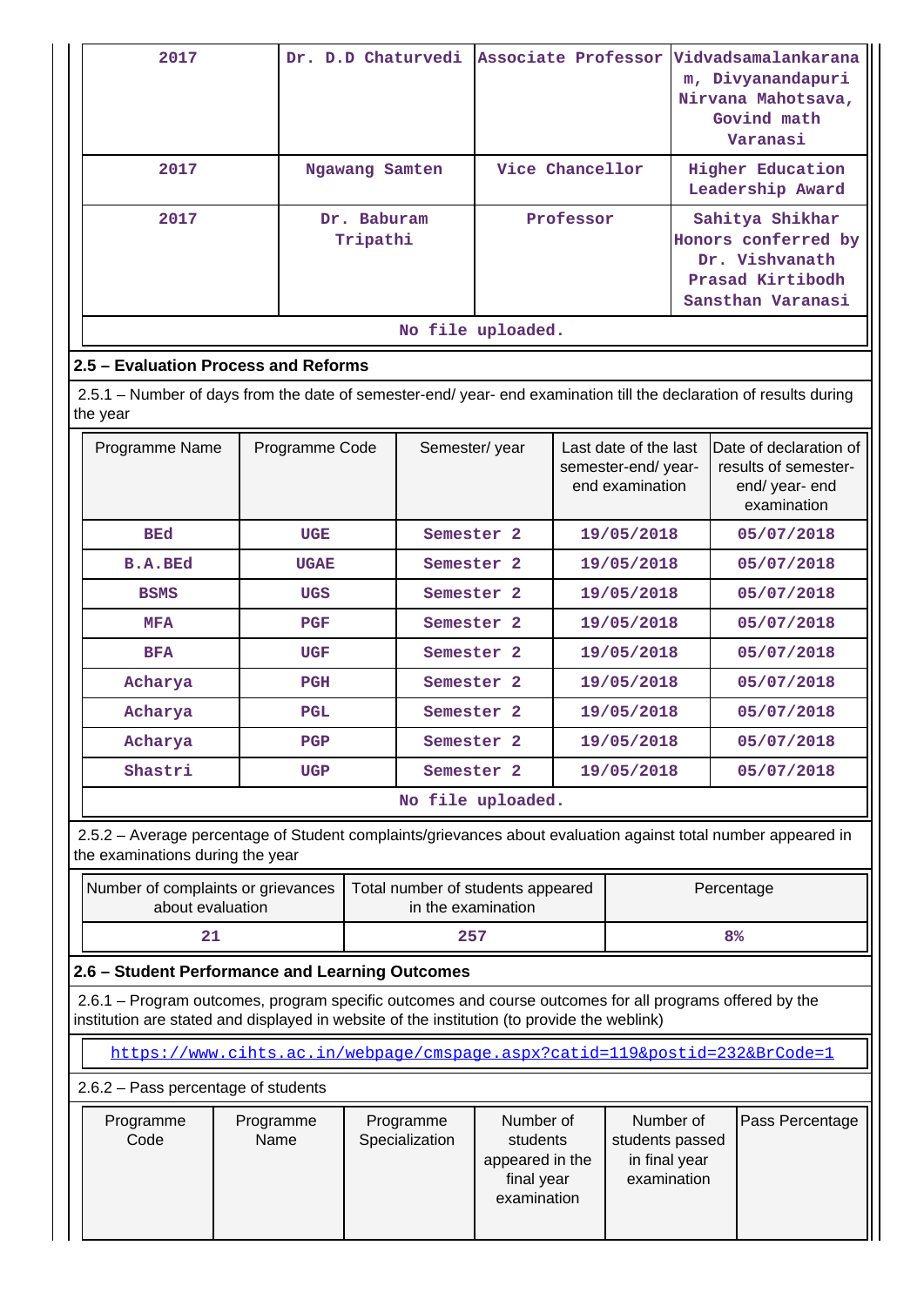| 2017 | Dr. D.D Chaturvedi | Associate Professor | Vidvadsamalankaranam, Divyanandapuri Nirvana Mahotsava, Govind math Varanasi |
|---|---|---|---|
| 2017 | Ngawang Samten | Vice Chancellor | Higher Education Leadership Award |
| 2017 | Dr. Baburam Tripathi | Professor | Sahitya Shikhar Honors conferred by Dr. Vishvanath Prasad Kirtibodh Sansthan Varanasi |

No file uploaded.

## 2.5 – Evaluation Process and Reforms

2.5.1 – Number of days from the date of semester-end/ year- end examination till the declaration of results during the year

| Programme Name | Programme Code | Semester/ year | Last date of the last semester-end/ year-end examination | Date of declaration of results of semester-end/ year- end examination |
|---|---|---|---|---|
| BEd | UGE | Semester 2 | 19/05/2018 | 05/07/2018 |
| B.A.BEd | UGAE | Semester 2 | 19/05/2018 | 05/07/2018 |
| BSMS | UGS | Semester 2 | 19/05/2018 | 05/07/2018 |
| MFA | PGF | Semester 2 | 19/05/2018 | 05/07/2018 |
| BFA | UGF | Semester 2 | 19/05/2018 | 05/07/2018 |
| Acharya | PGH | Semester 2 | 19/05/2018 | 05/07/2018 |
| Acharya | PGL | Semester 2 | 19/05/2018 | 05/07/2018 |
| Acharya | PGP | Semester 2 | 19/05/2018 | 05/07/2018 |
| Shastri | UGP | Semester 2 | 19/05/2018 | 05/07/2018 |

No file uploaded.

2.5.2 – Average percentage of Student complaints/grievances about evaluation against total number appeared in the examinations during the year

| Number of complaints or grievances about evaluation | Total number of students appeared in the examination | Percentage |
|---|---|---|
| 21 | 257 | 8% |

## 2.6 – Student Performance and Learning Outcomes

2.6.1 – Program outcomes, program specific outcomes and course outcomes for all programs offered by the institution are stated and displayed in website of the institution (to provide the weblink)

https://www.cihts.ac.in/webpage/cmspage.aspx?catid=119&postid=232&BrCode=1

2.6.2 – Pass percentage of students

| Programme Code | Programme Name | Programme Specialization | Number of students appeared in the final year examination | Number of students passed in final year examination | Pass Percentage |
|---|---|---|---|---|---|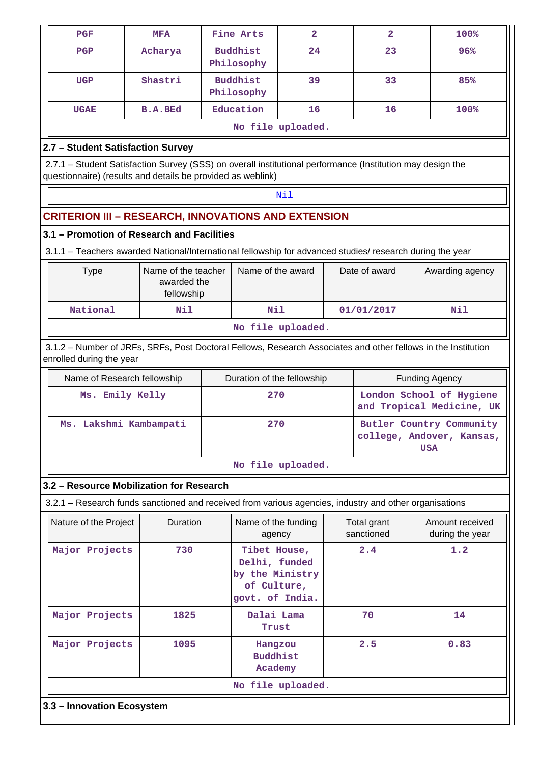| PGF | MFA | Fine Arts | 2 | 2 | 100% |
|---|---|---|---|---|---|
| PGP | Acharya | Buddhist Philosophy | 24 | 23 | 96% |
| UGP | Shastri | Buddhist Philosophy | 39 | 33 | 85% |
| UGAE | B.A.BEd | Education | 16 | 16 | 100% |
| No file uploaded. | | | | | |

### 2.7 – Student Satisfaction Survey

2.7.1 – Student Satisfaction Survey (SSS) on overall institutional performance (Institution may design the questionnaire) (results and details be provided as weblink)

Nil

## CRITERION III – RESEARCH, INNOVATIONS AND EXTENSION

### 3.1 – Promotion of Research and Facilities

3.1.1 – Teachers awarded National/International fellowship for advanced studies/ research during the year

| Type | Name of the teacher awarded the fellowship | Name of the award | Date of award | Awarding agency |
|---|---|---|---|---|
| National | Nil | Nil | 01/01/2017 | Nil |
| No file uploaded. | | | | |

3.1.2 – Number of JRFs, SRFs, Post Doctoral Fellows, Research Associates and other fellows in the Institution enrolled during the year

| Name of Research fellowship | Duration of the fellowship | Funding Agency |
|---|---|---|
| Ms. Emily Kelly | 270 | London School of Hygiene and Tropical Medicine, UK |
| Ms. Lakshmi Kambampati | 270 | Butler Country Community college, Andover, Kansas, USA |
| No file uploaded. | | |

### 3.2 – Resource Mobilization for Research

3.2.1 – Research funds sanctioned and received from various agencies, industry and other organisations

| Nature of the Project | Duration | Name of the funding agency | Total grant sanctioned | Amount received during the year |
|---|---|---|---|---|
| Major Projects | 730 | Tibet House, Delhi, funded by the Ministry of Culture, govt. of India. | 2.4 | 1.2 |
| Major Projects | 1825 | Dalai Lama Trust | 70 | 14 |
| Major Projects | 1095 | Hangzou Buddhist Academy | 2.5 | 0.83 |
| No file uploaded. | | | | |

### 3.3 – Innovation Ecosystem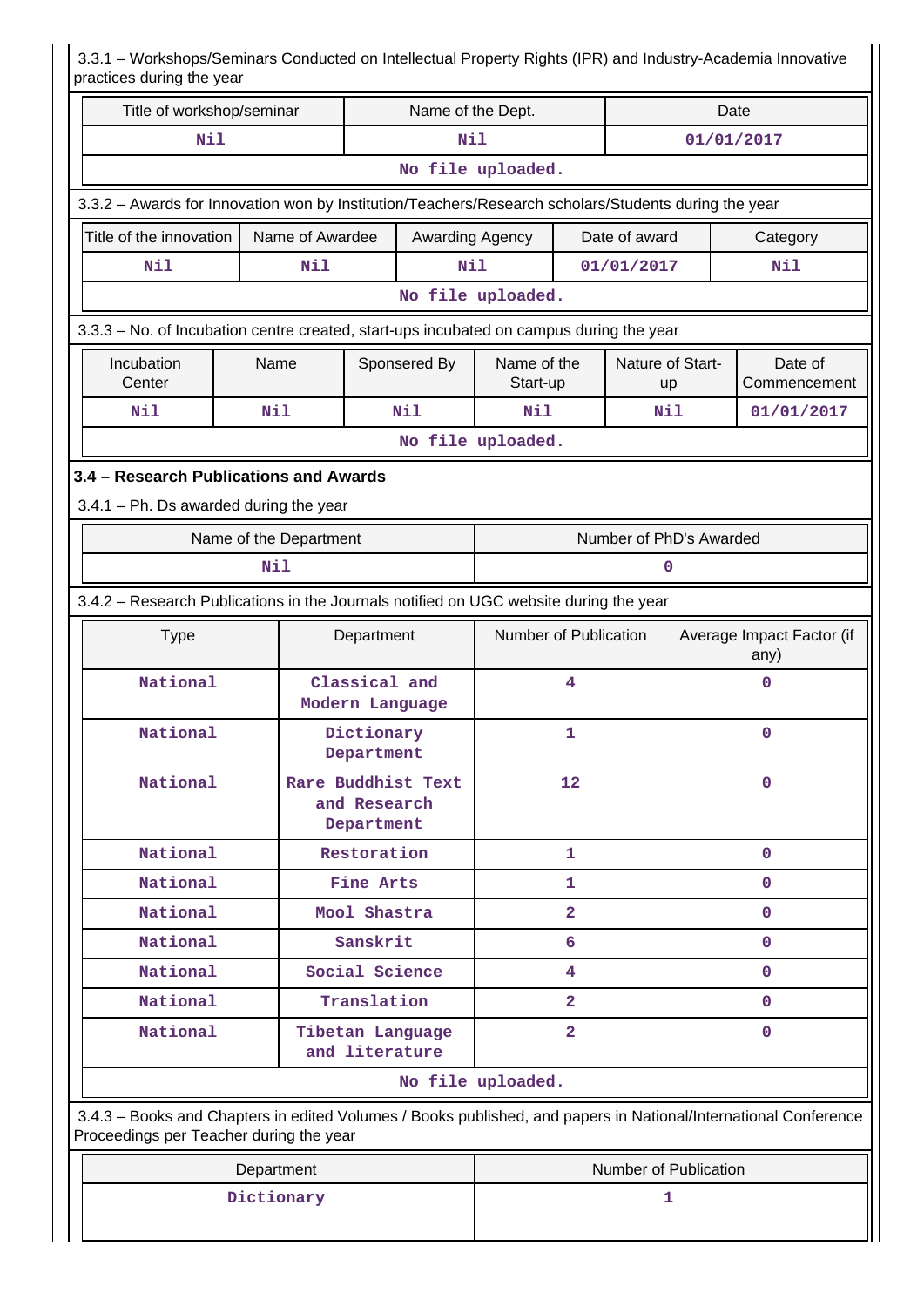3.3.1 – Workshops/Seminars Conducted on Intellectual Property Rights (IPR) and Industry-Academia Innovative practices during the year

| Title of workshop/seminar | Name of the Dept. | Date |
|---|---|---|
| Nil | Nil | 01/01/2017 |
| No file uploaded. | | |

3.3.2 – Awards for Innovation won by Institution/Teachers/Research scholars/Students during the year

| Title of the innovation | Name of Awardee | Awarding Agency | Date of award | Category |
|---|---|---|---|---|
| Nil | Nil | Nil | 01/01/2017 | Nil |
| No file uploaded. | | | | |

3.3.3 – No. of Incubation centre created, start-ups incubated on campus during the year

| Incubation Center | Name | Sponsered By | Name of the Start-up | Nature of Start-up | Date of Commencement |
|---|---|---|---|---|---|
| Nil | Nil | Nil | Nil | Nil | 01/01/2017 |
| No file uploaded. | | | | | |

**3.4 – Research Publications and Awards**

3.4.1 – Ph. Ds awarded during the year

| Name of the Department | Number of PhD's Awarded |
|---|---|
| Nil | 0 |

3.4.2 – Research Publications in the Journals notified on UGC website during the year

| Type | Department | Number of Publication | Average Impact Factor (if any) |
|---|---|---|---|
| National | Classical and Modern Language | 4 | 0 |
| National | Dictionary Department | 1 | 0 |
| National | Rare Buddhist Text and Research Department | 12 | 0 |
| National | Restoration | 1 | 0 |
| National | Fine Arts | 1 | 0 |
| National | Mool Shastra | 2 | 0 |
| National | Sanskrit | 6 | 0 |
| National | Social Science | 4 | 0 |
| National | Translation | 2 | 0 |
| National | Tibetan Language and literature | 2 | 0 |
| No file uploaded. | | | |

3.4.3 – Books and Chapters in edited Volumes / Books published, and papers in National/International Conference Proceedings per Teacher during the year

| Department | Number of Publication |
|---|---|
| Dictionary | 1 |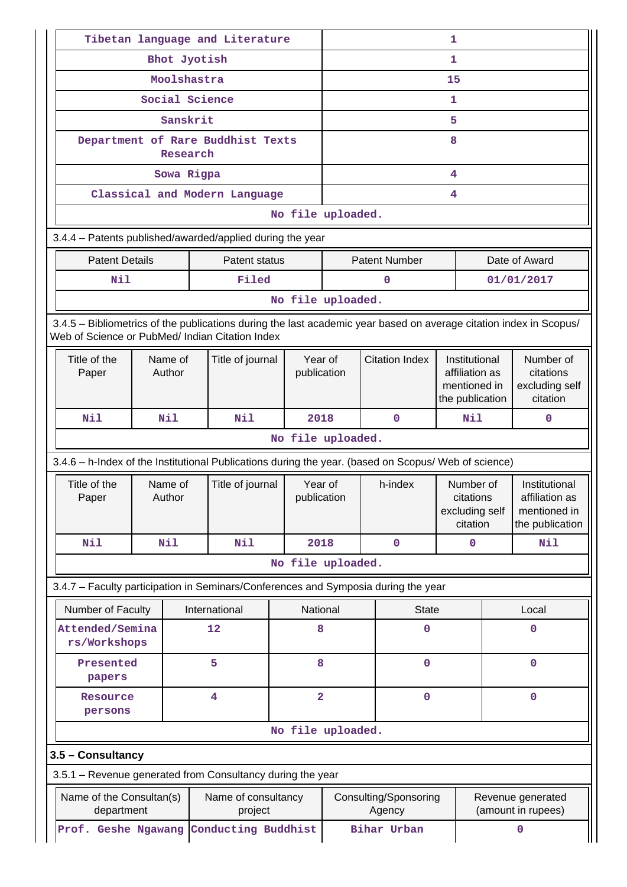| Tibetan language and Literature | 1 |
|---|---|
| Bhot Jyotish | 1 |
| Moolshastra | 15 |
| Social Science | 1 |
| Sanskrit | 5 |
| Department of Rare Buddhist Texts Research | 8 |
| Sowa Rigpa | 4 |
| Classical and Modern Language | 4 |
| No file uploaded. | |

3.4.4 – Patents published/awarded/applied during the year

| Patent Details | Patent status | Patent Number | Date of Award |
|---|---|---|---|
| Nil | Filed | 0 | 01/01/2017 |
| No file uploaded. | | | |

3.4.5 – Bibliometrics of the publications during the last academic year based on average citation index in Scopus/ Web of Science or PubMed/ Indian Citation Index

| Title of the Paper | Name of Author | Title of journal | Year of publication | Citation Index | Institutional affiliation as mentioned in the publication | Number of citations excluding self citation |
|---|---|---|---|---|---|---|
| Nil | Nil | Nil | 2018 | 0 | Nil | 0 |
| No file uploaded. | | | | | | |

3.4.6 – h-Index of the Institutional Publications during the year. (based on Scopus/ Web of science)

| Title of the Paper | Name of Author | Title of journal | Year of publication | h-index | Number of citations excluding self citation | Institutional affiliation as mentioned in the publication |
|---|---|---|---|---|---|---|
| Nil | Nil | Nil | 2018 | 0 | 0 | Nil |
| No file uploaded. | | | | | | |

3.4.7 – Faculty participation in Seminars/Conferences and Symposia during the year

| Number of Faculty | International | National | State | Local |
|---|---|---|---|---|
| Attended/Seminars/Workshops | 12 | 8 | 0 | 0 |
| Presented papers | 5 | 8 | 0 | 0 |
| Resource persons | 4 | 2 | 0 | 0 |
| No file uploaded. | | | | |

**3.5 – Consultancy**

3.5.1 – Revenue generated from Consultancy during the year

| Name of the Consultan(s) department | Name of consultancy project | Consulting/Sponsoring Agency | Revenue generated (amount in rupees) |
|---|---|---|---|
| Prof. Geshe Ngawang | Conducting Buddhist | Bihar Urban | 0 |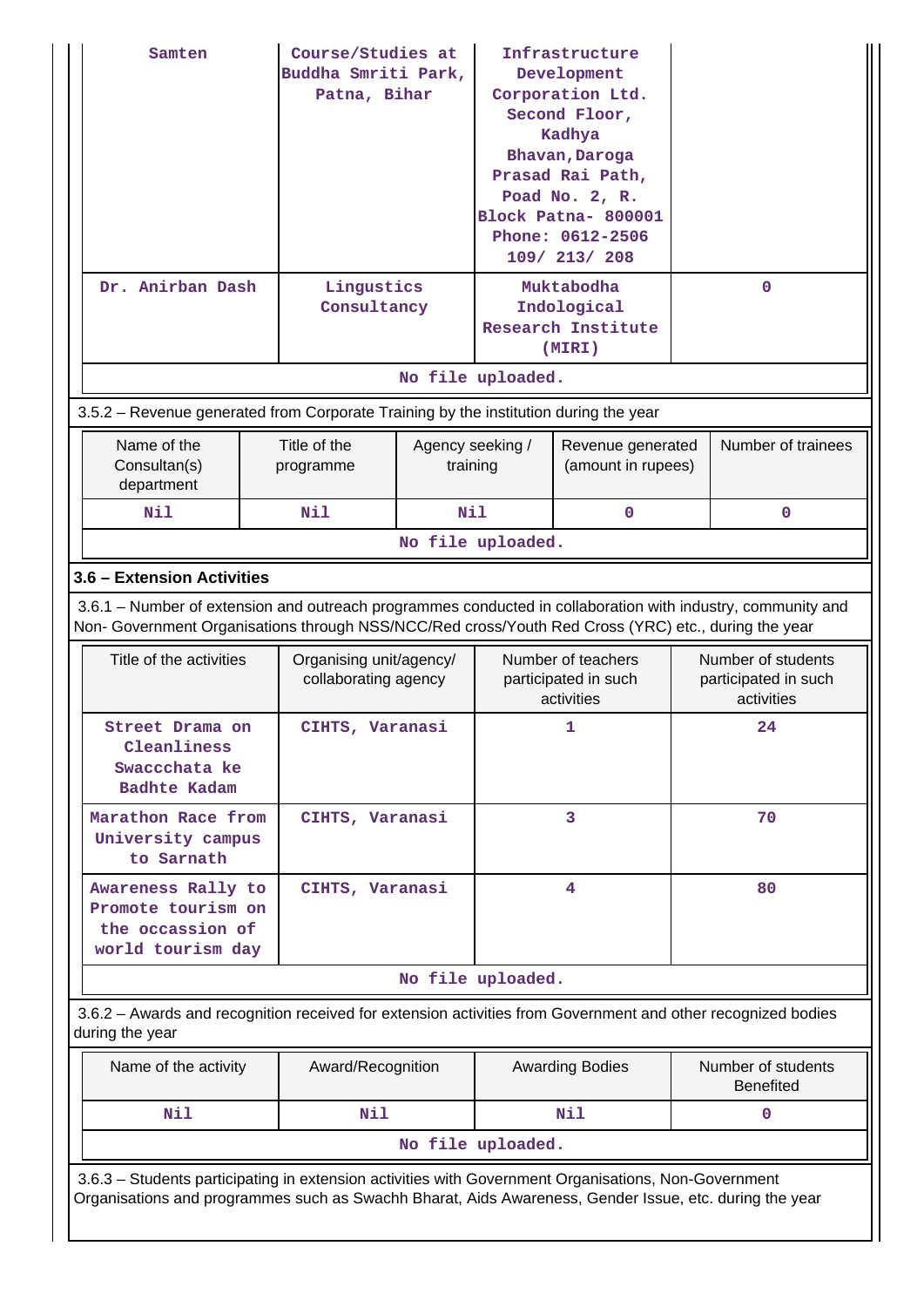| Samten | Course/Studies at Buddha Smriti Park, Patna, Bihar | Infrastructure Development Corporation Ltd. Second Floor, Kadhya Bhavan,Daroga Prasad Rai Path, Poad No. 2, R. Block Patna- 800001 Phone: 0612-2506 109/ 213/ 208 | |
|---|---|---|---|
| Dr. Anirban Dash | Lingustics Consultancy | Muktabodha Indological Research Institute (MIRI) | 0 |

No file uploaded.

3.5.2 – Revenue generated from Corporate Training by the institution during the year

| Name of the Consultan(s) department | Title of the programme | Agency seeking / training | Revenue generated (amount in rupees) | Number of trainees |
|---|---|---|---|---|
| Nil | Nil | Nil | 0 | 0 |

No file uploaded.

### 3.6 – Extension Activities

3.6.1 – Number of extension and outreach programmes conducted in collaboration with industry, community and Non- Government Organisations through NSS/NCC/Red cross/Youth Red Cross (YRC) etc., during the year

| Title of the activities | Organising unit/agency/ collaborating agency | Number of teachers participated in such activities | Number of students participated in such activities |
|---|---|---|---|
| Street Drama on Cleanliness Swaccchata ke Badhte Kadam | CIHTS, Varanasi | 1 | 24 |
| Marathon Race from University campus to Sarnath | CIHTS, Varanasi | 3 | 70 |
| Awareness Rally to Promote tourism on the occassion of world tourism day | CIHTS, Varanasi | 4 | 80 |

No file uploaded.

3.6.2 – Awards and recognition received for extension activities from Government and other recognized bodies during the year

| Name of the activity | Award/Recognition | Awarding Bodies | Number of students Benefited |
|---|---|---|---|
| Nil | Nil | Nil | 0 |

No file uploaded.

3.6.3 – Students participating in extension activities with Government Organisations, Non-Government Organisations and programmes such as Swachh Bharat, Aids Awareness, Gender Issue, etc. during the year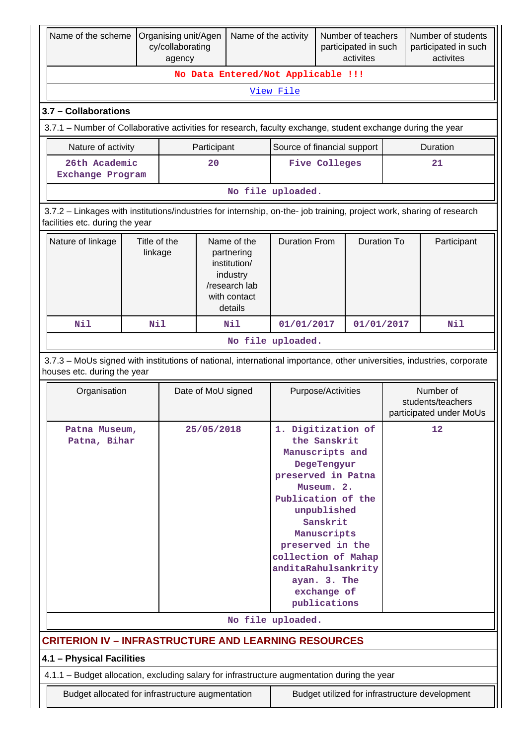| Name of the scheme | Organising unit/Agency/collaborating agency | Name of the activity | Number of teachers participated in such activites | Number of students participated in such activites |
|---|---|---|---|---|
| No Data Entered/Not Applicable !!! | | | | |
| View File | | | | |

### 3.7 – Collaborations

3.7.1 – Number of Collaborative activities for research, faculty exchange, student exchange during the year

| Nature of activity | Participant | Source of financial support | Duration |
|---|---|---|---|
| 26th Academic Exchange Program | 20 | Five Colleges | 21 |
| No file uploaded. | | | |

3.7.2 – Linkages with institutions/industries for internship, on-the- job training, project work, sharing of research facilities etc. during the year

| Nature of linkage | Title of the linkage | Name of the partnering institution/ industry /research lab with contact details | Duration From | Duration To | Participant |
|---|---|---|---|---|---|
| Nil | Nil | Nil | 01/01/2017 | 01/01/2017 | Nil |
| No file uploaded. | | | | | |

3.7.3 – MoUs signed with institutions of national, international importance, other universities, industries, corporate houses etc. during the year

| Organisation | Date of MoU signed | Purpose/Activities | Number of students/teachers participated under MoUs |
|---|---|---|---|
| Patna Museum, Patna, Bihar | 25/05/2018 | 1. Digitization of the Sanskrit Manuscripts and DegeTengyur preserved in Patna Museum. 2. Publication of the unpublished Sanskrit Manuscripts preserved in the collection of MahapanditaRahulsankrityayan. 3. The exchange of publications | 12 |
| No file uploaded. | | | |

## CRITERION IV – INFRASTRUCTURE AND LEARNING RESOURCES

### 4.1 – Physical Facilities

4.1.1 – Budget allocation, excluding salary for infrastructure augmentation during the year

| Budget allocated for infrastructure augmentation | Budget utilized for infrastructure development |
|---|---|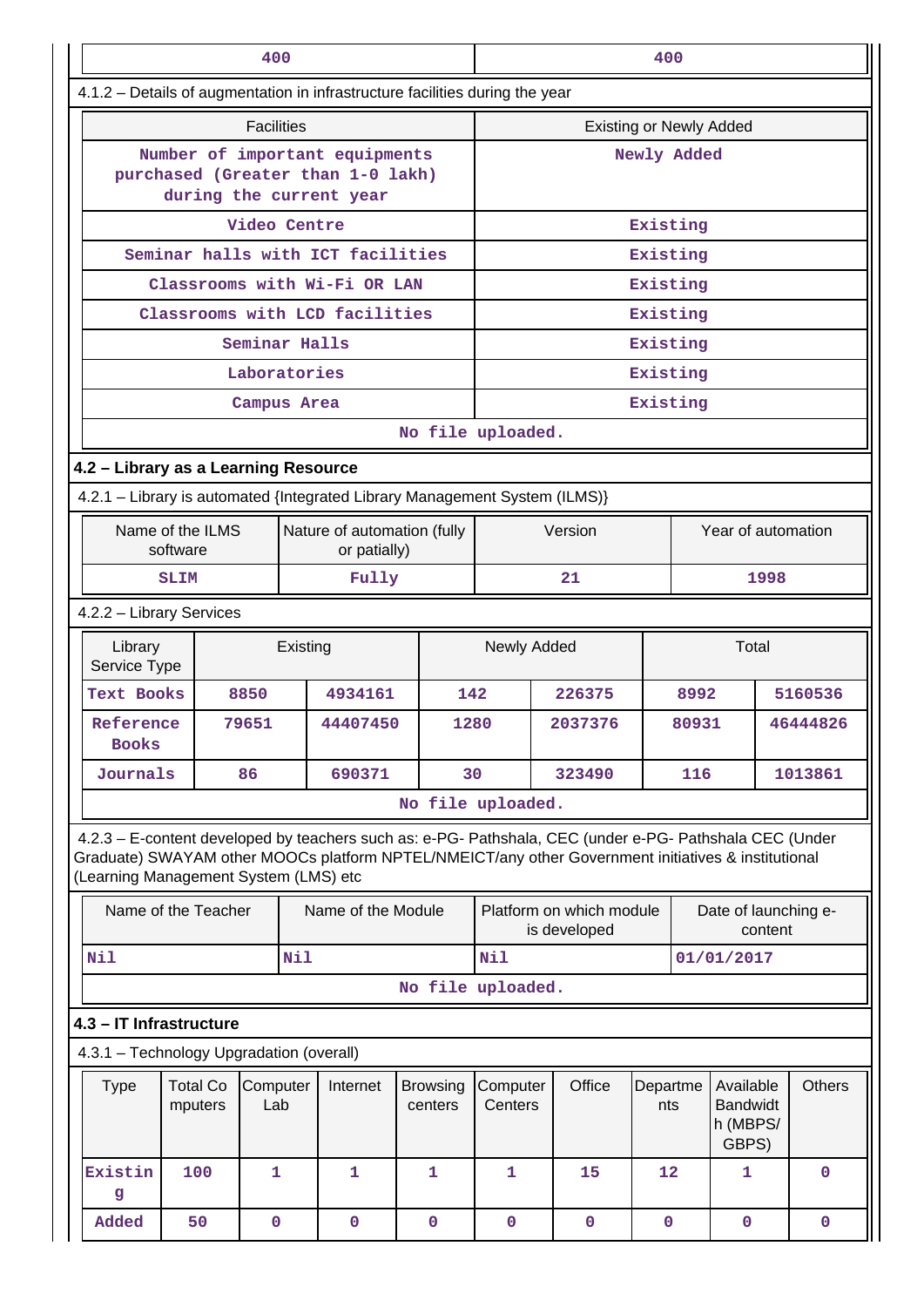| 400 | 400 |
|---|---|

4.1.2 – Details of augmentation in infrastructure facilities during the year

| Facilities | Existing or Newly Added |
|---|---|
| Number of important equipments purchased (Greater than 1-0 lakh) during the current year | Newly Added |
| Video Centre | Existing |
| Seminar halls with ICT facilities | Existing |
| Classrooms with Wi-Fi OR LAN | Existing |
| Classrooms with LCD facilities | Existing |
| Seminar Halls | Existing |
| Laboratories | Existing |
| Campus Area | Existing |
| No file uploaded. | |

## 4.2 – Library as a Learning Resource

4.2.1 – Library is automated {Integrated Library Management System (ILMS)}

| Name of the ILMS software | Nature of automation (fully or patially) | Version | Year of automation |
|---|---|---|---|
| SLIM | Fully | 21 | 1998 |

4.2.2 – Library Services

| Library Service Type | Existing | | Newly Added | | Total | |
|---|---|---|---|---|---|---|
| Text Books | 8850 | 4934161 | 142 | 226375 | 8992 | 5160536 |
| Reference Books | 79651 | 44407450 | 1280 | 2037376 | 80931 | 46444826 |
| Journals | 86 | 690371 | 30 | 323490 | 116 | 1013861 |
| No file uploaded. | | | | | | |

4.2.3 – E-content developed by teachers such as: e-PG- Pathshala, CEC (under e-PG- Pathshala CEC (Under Graduate) SWAYAM other MOOCs platform NPTEL/NMEICT/any other Government initiatives & institutional (Learning Management System (LMS) etc

| Name of the Teacher | Name of the Module | Platform on which module is developed | Date of launching e-content |
|---|---|---|---|
| Nil | Nil | Nil | 01/01/2017 |
| No file uploaded. | | | |

## 4.3 – IT Infrastructure

4.3.1 – Technology Upgradation (overall)

| Type | Total Computers | Computer Lab | Internet | Browsing centers | Computer Centers | Office | Departments | Available Bandwidth (MBPS/GBPS) | Others |
|---|---|---|---|---|---|---|---|---|---|
| Existing | 100 | 1 | 1 | 1 | 1 | 15 | 12 | 1 | 0 |
| Added | 50 | 0 | 0 | 0 | 0 | 0 | 0 | 0 | 0 |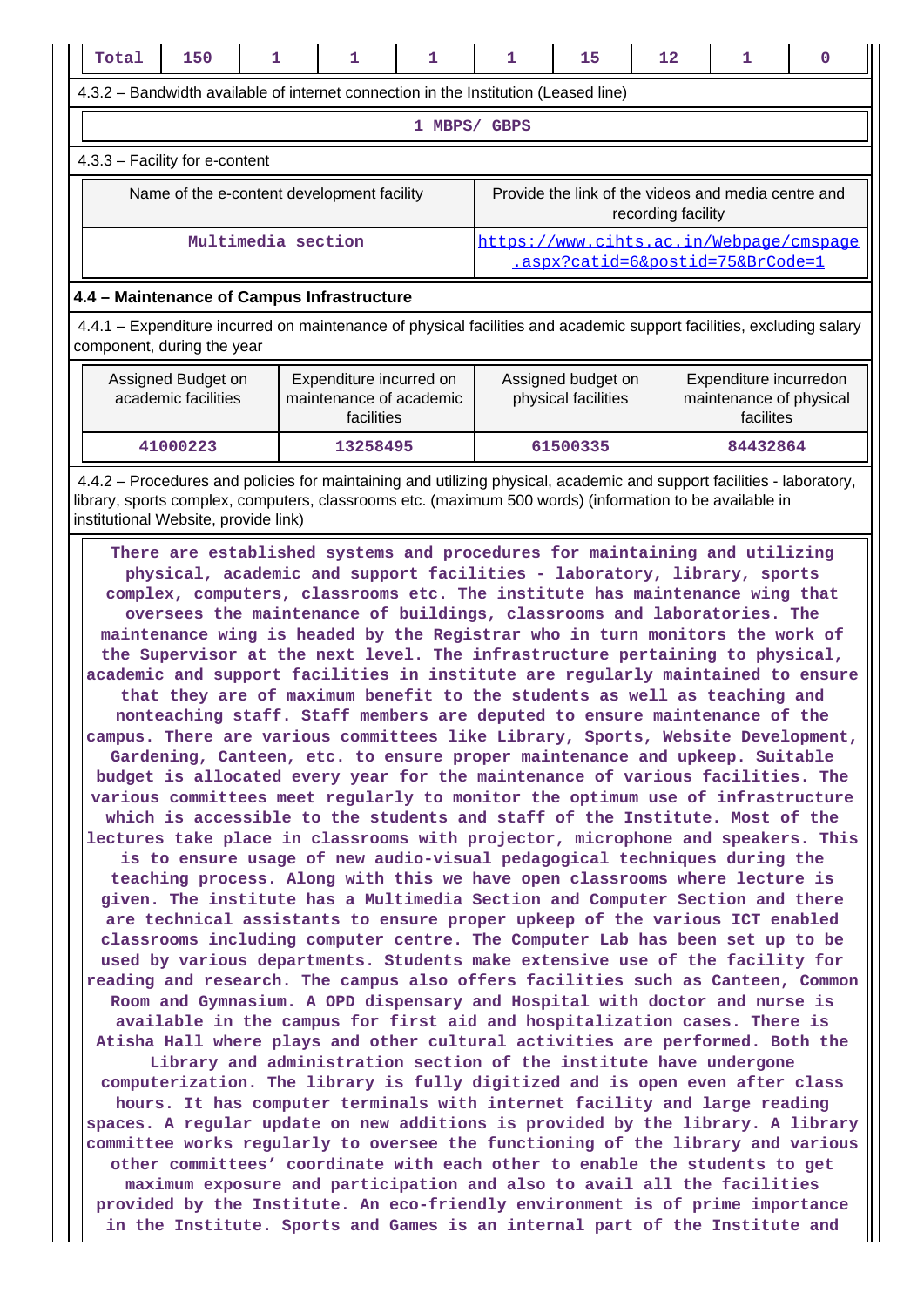| Total | 150 | 1 | 1 | 1 | 1 | 15 | 12 | 1 | 0 |
|---|---|---|---|---|---|---|---|---|---|

4.3.2 – Bandwidth available of internet connection in the Institution (Leased line)

1 MBPS/ GBPS

4.3.3 – Facility for e-content

| Name of the e-content development facility | Provide the link of the videos and media centre and recording facility |
|---|---|
| Multimedia section | https://www.cihts.ac.in/Webpage/cmspage.aspx?catid=6&postid=75&BrCode=1 |

**4.4 – Maintenance of Campus Infrastructure**

4.4.1 – Expenditure incurred on maintenance of physical facilities and academic support facilities, excluding salary component, during the year

| Assigned Budget on academic facilities | Expenditure incurred on maintenance of academic facilities | Assigned budget on physical facilities | Expenditure incurredon maintenance of physical facilites |
|---|---|---|---|
| 41000223 | 13258495 | 61500335 | 84432864 |

4.4.2 – Procedures and policies for maintaining and utilizing physical, academic and support facilities - laboratory, library, sports complex, computers, classrooms etc. (maximum 500 words) (information to be available in institutional Website, provide link)

There are established systems and procedures for maintaining and utilizing physical, academic and support facilities - laboratory, library, sports complex, computers, classrooms etc. The institute has maintenance wing that oversees the maintenance of buildings, classrooms and laboratories. The maintenance wing is headed by the Registrar who in turn monitors the work of the Supervisor at the next level. The infrastructure pertaining to physical, academic and support facilities in institute are regularly maintained to ensure that they are of maximum benefit to the students as well as teaching and nonteaching staff. Staff members are deputed to ensure maintenance of the campus. There are various committees like Library, Sports, Website Development, Gardening, Canteen, etc. to ensure proper maintenance and upkeep. Suitable budget is allocated every year for the maintenance of various facilities. The various committees meet regularly to monitor the optimum use of infrastructure which is accessible to the students and staff of the Institute. Most of the lectures take place in classrooms with projector, microphone and speakers. This is to ensure usage of new audio-visual pedagogical techniques during the teaching process. Along with this we have open classrooms where lecture is given. The institute has a Multimedia Section and Computer Section and there are technical assistants to ensure proper upkeep of the various ICT enabled classrooms including computer centre. The Computer Lab has been set up to be used by various departments. Students make extensive use of the facility for reading and research. The campus also offers facilities such as Canteen, Common Room and Gymnasium. A OPD dispensary and Hospital with doctor and nurse is available in the campus for first aid and hospitalization cases. There is Atisha Hall where plays and other cultural activities are performed. Both the Library and administration section of the institute have undergone computerization. The library is fully digitized and is open even after class hours. It has computer terminals with internet facility and large reading spaces. A regular update on new additions is provided by the library. A library committee works regularly to oversee the functioning of the library and various other committees' coordinate with each other to enable the students to get maximum exposure and participation and also to avail all the facilities provided by the Institute. An eco-friendly environment is of prime importance in the Institute. Sports and Games is an internal part of the Institute and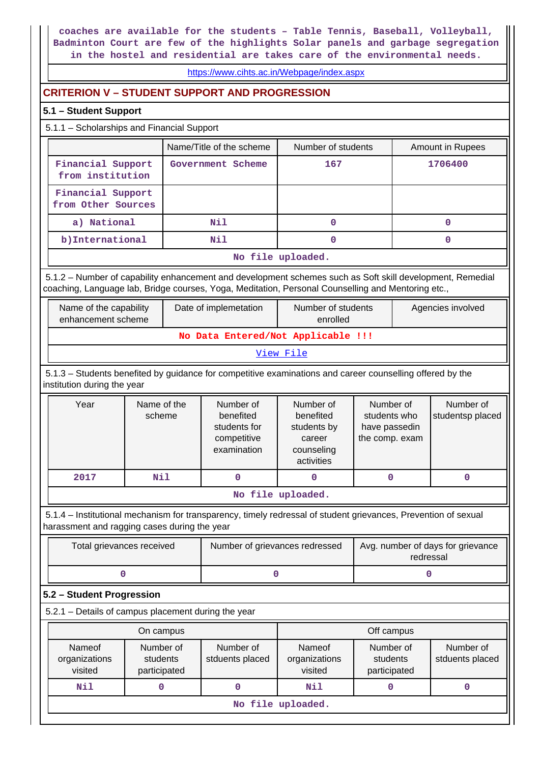coaches are available for the students – Table Tennis, Baseball, Volleyball, Badminton Court are few of the highlights Solar panels and garbage segregation in the hostel and residential are takes care of the environmental needs.

https://www.cihts.ac.in/Webpage/index.aspx

## CRITERION V – STUDENT SUPPORT AND PROGRESSION

### 5.1 – Student Support

5.1.1 – Scholarships and Financial Support

| | Name/Title of the scheme | Number of students | Amount in Rupees |
|---|---|---|---|
| Financial Support from institution | Government Scheme | 167 | 1706400 |
| Financial Support from Other Sources | | | |
| a) National | Nil | 0 | 0 |
| b)International | Nil | 0 | 0 |
| No file uploaded. | | | |

5.1.2 – Number of capability enhancement and development schemes such as Soft skill development, Remedial coaching, Language lab, Bridge courses, Yoga, Meditation, Personal Counselling and Mentoring etc.,

| Name of the capability enhancement scheme | Date of implemetation | Number of students enrolled | Agencies involved |
|---|---|---|---|
| No Data Entered/Not Applicable !!! | | | |
| View File | | | |

5.1.3 – Students benefited by guidance for competitive examinations and career counselling offered by the institution during the year

| Year | Name of the scheme | Number of benefited students for competitive examination | Number of benefited students by career counseling activities | Number of students who have passedin the comp. exam | Number of studentsp placed |
|---|---|---|---|---|---|
| 2017 | Nil | 0 | 0 | 0 | 0 |
| No file uploaded. | | | | | |

5.1.4 – Institutional mechanism for transparency, timely redressal of student grievances, Prevention of sexual harassment and ragging cases during the year

| Total grievances received | Number of grievances redressed | Avg. number of days for grievance redressal |
|---|---|---|
| 0 | 0 | 0 |

### 5.2 – Student Progression

5.2.1 – Details of campus placement during the year

| On campus | | | Off campus | | |
|---|---|---|---|---|---|
| Nameof organizations visited | Number of students participated | Number of stduents placed | Nameof organizations visited | Number of students participated | Number of stduents placed |
| Nil | 0 | 0 | Nil | 0 | 0 |
| No file uploaded. | | | | | |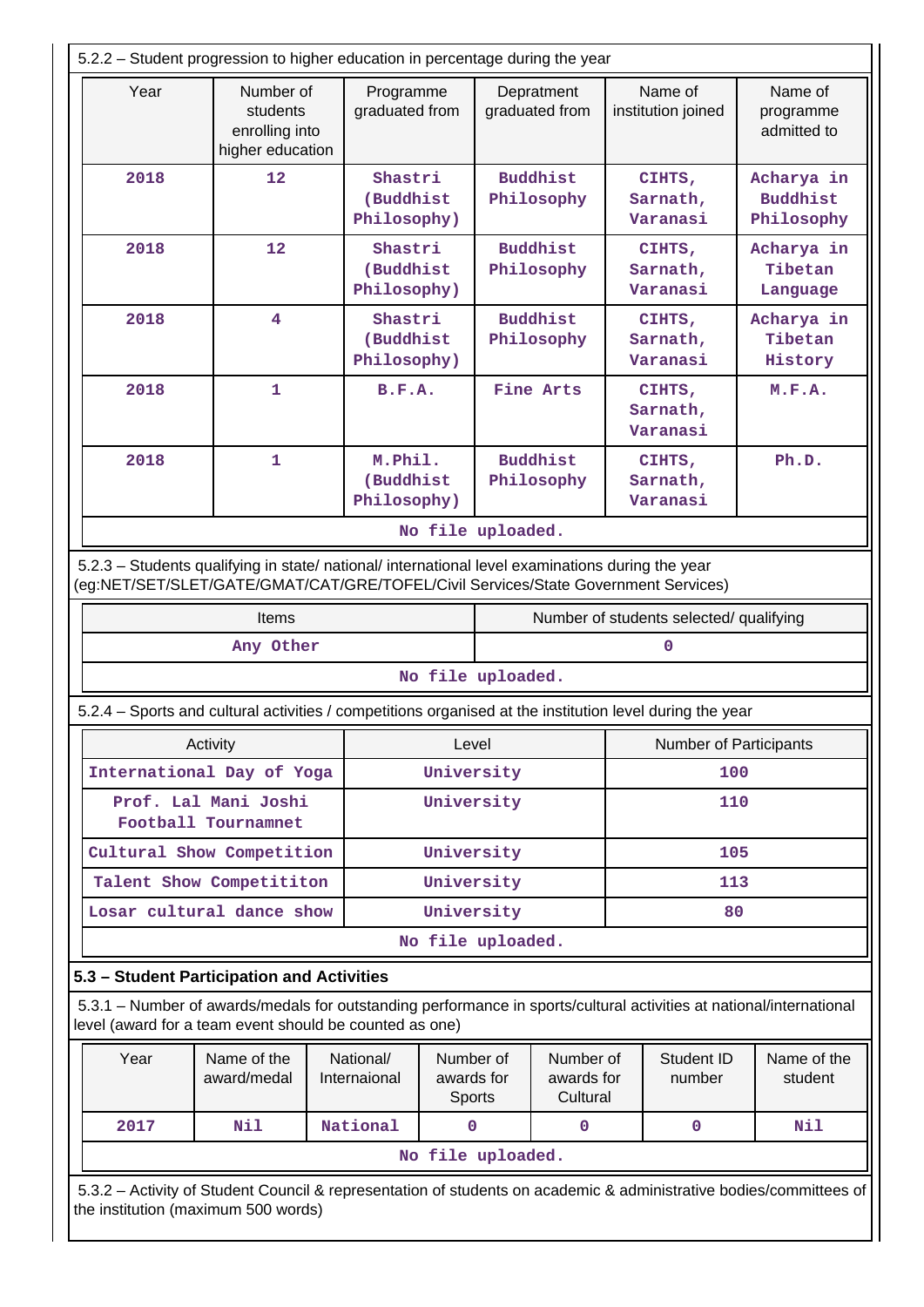5.2.2 – Student progression to higher education in percentage during the year

| Year | Number of students enrolling into higher education | Programme graduated from | Depratment graduated from | Name of institution joined | Name of programme admitted to |
|---|---|---|---|---|---|
| 2018 | 12 | Shastri (Buddhist Philosophy) | Buddhist Philosophy | CIHTS, Sarnath, Varanasi | Acharya in Buddhist Philosophy |
| 2018 | 12 | Shastri (Buddhist Philosophy) | Buddhist Philosophy | CIHTS, Sarnath, Varanasi | Acharya in Tibetan Language |
| 2018 | 4 | Shastri (Buddhist Philosophy) | Buddhist Philosophy | CIHTS, Sarnath, Varanasi | Acharya in Tibetan History |
| 2018 | 1 | B.F.A. | Fine Arts | CIHTS, Sarnath, Varanasi | M.F.A. |
| 2018 | 1 | M.Phil. (Buddhist Philosophy) | Buddhist Philosophy | CIHTS, Sarnath, Varanasi | Ph.D. |

No file uploaded.

5.2.3 – Students qualifying in state/ national/ international level examinations during the year (eg:NET/SET/SLET/GATE/GMAT/CAT/GRE/TOFEL/Civil Services/State Government Services)

| Items | Number of students selected/ qualifying |
|---|---|
| Any Other | 0 |

No file uploaded.

5.2.4 – Sports and cultural activities / competitions organised at the institution level during the year

| Activity | Level | Number of Participants |
|---|---|---|
| International Day of Yoga | University | 100 |
| Prof. Lal Mani Joshi Football Tournamnet | University | 110 |
| Cultural Show Competition | University | 105 |
| Talent Show Competititon | University | 113 |
| Losar cultural dance show | University | 80 |

No file uploaded.

**5.3 – Student Participation and Activities**

5.3.1 – Number of awards/medals for outstanding performance in sports/cultural activities at national/international level (award for a team event should be counted as one)

| Year | Name of the award/medal | National/ Internaional | Number of awards for Sports | Number of awards for Cultural | Student ID number | Name of the student |
|---|---|---|---|---|---|---|
| 2017 | Nil | National | 0 | 0 | 0 | Nil |

No file uploaded.

5.3.2 – Activity of Student Council & representation of students on academic & administrative bodies/committees of the institution (maximum 500 words)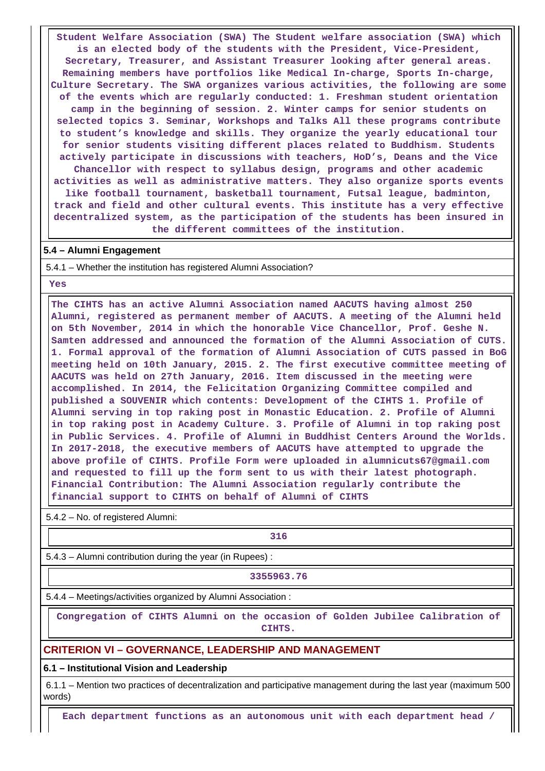Student Welfare Association (SWA) The Student welfare association (SWA) which is an elected body of the students with the President, Vice-President, Secretary, Treasurer, and Assistant Treasurer looking after general areas. Remaining members have portfolios like Medical In-charge, Sports In-charge, Culture Secretary. The SWA organizes various activities, the following are some of the events which are regularly conducted: 1. Freshman student orientation camp in the beginning of session. 2. Winter camps for senior students on selected topics 3. Seminar, Workshops and Talks All these programs contribute to student's knowledge and skills. They organize the yearly educational tour for senior students visiting different places related to Buddhism. Students actively participate in discussions with teachers, HoD's, Deans and the Vice Chancellor with respect to syllabus design, programs and other academic activities as well as administrative matters. They also organize sports events like football tournament, basketball tournament, Futsal league, badminton, track and field and other cultural events. This institute has a very effective decentralized system, as the participation of the students has been insured in the different committees of the institution.

**5.4 – Alumni Engagement**

5.4.1 – Whether the institution has registered Alumni Association?

Yes

The CIHTS has an active Alumni Association named AACUTS having almost 250 Alumni, registered as permanent member of AACUTS. A meeting of the Alumni held on 5th November, 2014 in which the honorable Vice Chancellor, Prof. Geshe N. Samten addressed and announced the formation of the Alumni Association of CUTS. 1. Formal approval of the formation of Alumni Association of CUTS passed in BoG meeting held on 10th January, 2015. 2. The first executive committee meeting of AACUTS was held on 27th January, 2016. Item discussed in the meeting were accomplished. In 2014, the Felicitation Organizing Committee compiled and published a SOUVENIR which contents: Development of the CIHTS 1. Profile of Alumni serving in top raking post in Monastic Education. 2. Profile of Alumni in top raking post in Academy Culture. 3. Profile of Alumni in top raking post in Public Services. 4. Profile of Alumni in Buddhist Centers Around the Worlds. In 2017-2018, the executive members of AACUTS have attempted to upgrade the above profile of CIHTS. Profile Form were uploaded in alumnicuts67@gmail.com and requested to fill up the form sent to us with their latest photograph. Financial Contribution: The Alumni Association regularly contribute the financial support to CIHTS on behalf of Alumni of CIHTS

5.4.2 – No. of registered Alumni:

316

5.4.3 – Alumni contribution during the year (in Rupees) :

3355963.76

5.4.4 – Meetings/activities organized by Alumni Association :

Congregation of CIHTS Alumni on the occasion of Golden Jubilee Calibration of CIHTS.

## CRITERION VI – GOVERNANCE, LEADERSHIP AND MANAGEMENT

**6.1 – Institutional Vision and Leadership**

6.1.1 – Mention two practices of decentralization and participative management during the last year (maximum 500 words)

Each department functions as an autonomous unit with each department head /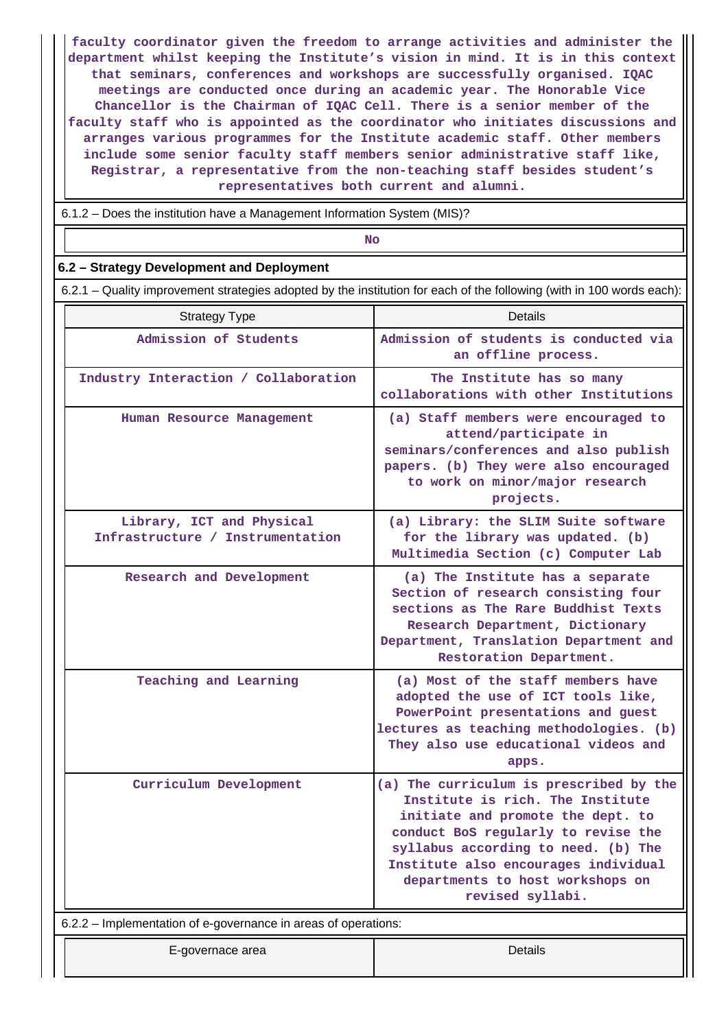faculty coordinator given the freedom to arrange activities and administer the department whilst keeping the Institute's vision in mind. It is in this context that seminars, conferences and workshops are successfully organised. IQAC meetings are conducted once during an academic year. The Honorable Vice Chancellor is the Chairman of IQAC Cell. There is a senior member of the faculty staff who is appointed as the coordinator who initiates discussions and arranges various programmes for the Institute academic staff. Other members include some senior faculty staff members senior administrative staff like, Registrar, a representative from the non-teaching staff besides student's representatives both current and alumni.

6.1.2 – Does the institution have a Management Information System (MIS)?

No

## 6.2 – Strategy Development and Deployment

6.2.1 – Quality improvement strategies adopted by the institution for each of the following (with in 100 words each):

| Strategy Type | Details |
|---|---|
| Admission of Students | Admission of students is conducted via an offline process. |
| Industry Interaction / Collaboration | The Institute has so many collaborations with other Institutions |
| Human Resource Management | (a) Staff members were encouraged to attend/participate in seminars/conferences and also publish papers. (b) They were also encouraged to work on minor/major research projects. |
| Library, ICT and Physical Infrastructure / Instrumentation | (a) Library: the SLIM Suite software for the library was updated. (b) Multimedia Section (c) Computer Lab |
| Research and Development | (a) The Institute has a separate Section of research consisting four sections as The Rare Buddhist Texts Research Department, Dictionary Department, Translation Department and Restoration Department. |
| Teaching and Learning | (a) Most of the staff members have adopted the use of ICT tools like, PowerPoint presentations and guest lectures as teaching methodologies. (b) They also use educational videos and apps. |
| Curriculum Development | (a) The curriculum is prescribed by the Institute is rich. The Institute initiate and promote the dept. to conduct BoS regularly to revise the syllabus according to need. (b) The Institute also encourages individual departments to host workshops on revised syllabi. |

6.2.2 – Implementation of e-governance in areas of operations:

| E-governace area | Details |
|---|---|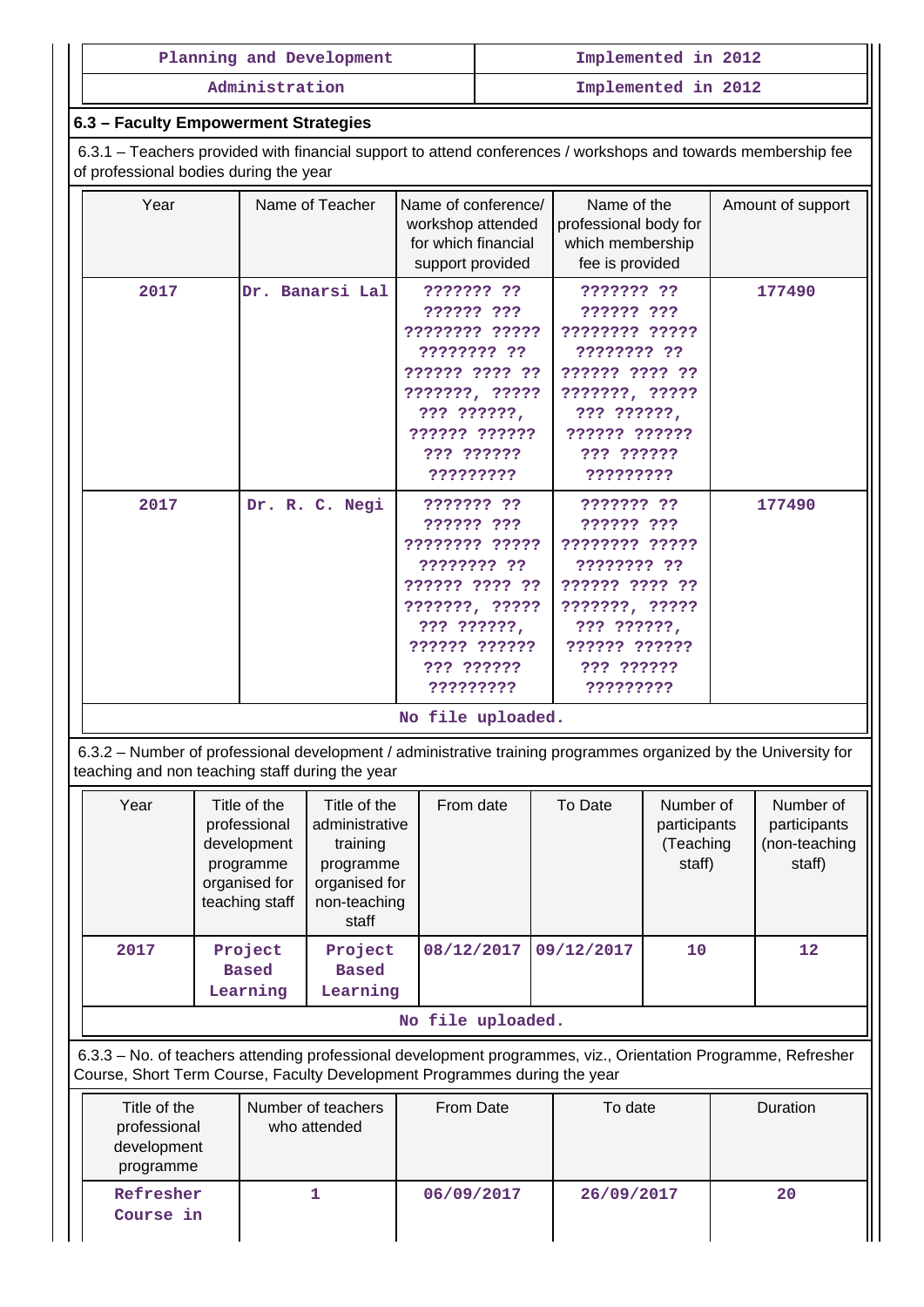| Planning and Development | Implemented in 2012 |
|---|---|
| Administration | Implemented in 2012 |

### 6.3 – Faculty Empowerment Strategies

6.3.1 – Teachers provided with financial support to attend conferences / workshops and towards membership fee of professional bodies during the year

| Year | Name of Teacher | Name of conference/ workshop attended for which financial support provided | Name of the professional body for which membership fee is provided | Amount of support |
|---|---|---|---|---|
| 2017 | Dr. Banarsi Lal | ??????? ?? ?????? ??? ???????? ????? ???????? ?? ?????? ???? ?? ???????, ????? ??? ??????, ?????? ?????? ??? ?????? ????????? | ??????? ?? ?????? ??? ???????? ????? ???????? ?? ?????? ???? ?? ???????, ????? ??? ??????, ?????? ?????? ??? ?????? ????????? | 177490 |
| 2017 | Dr. R. C. Negi | ??????? ?? ?????? ??? ???????? ????? ???????? ?? ?????? ???? ?? ???????, ????? ??? ??????, ?????? ?????? ??? ?????? ????????? | ??????? ?? ?????? ??? ???????? ????? ???????? ?? ?????? ???? ?? ???????, ????? ??? ??????, ?????? ?????? ??? ?????? ????????? | 177490 |

No file uploaded.

6.3.2 – Number of professional development / administrative training programmes organized by the University for teaching and non teaching staff during the year

| Year | Title of the professional development programme organised for teaching staff | Title of the administrative training programme organised for non-teaching staff | From date | To Date | Number of participants (Teaching staff) | Number of participants (non-teaching staff) |
|---|---|---|---|---|---|---|
| 2017 | Project Based Learning | Project Based Learning | 08/12/2017 | 09/12/2017 | 10 | 12 |

No file uploaded.

6.3.3 – No. of teachers attending professional development programmes, viz., Orientation Programme, Refresher Course, Short Term Course, Faculty Development Programmes during the year

| Title of the professional development programme | Number of teachers who attended | From Date | To date | Duration |
|---|---|---|---|---|
| Refresher Course in | 1 | 06/09/2017 | 26/09/2017 | 20 |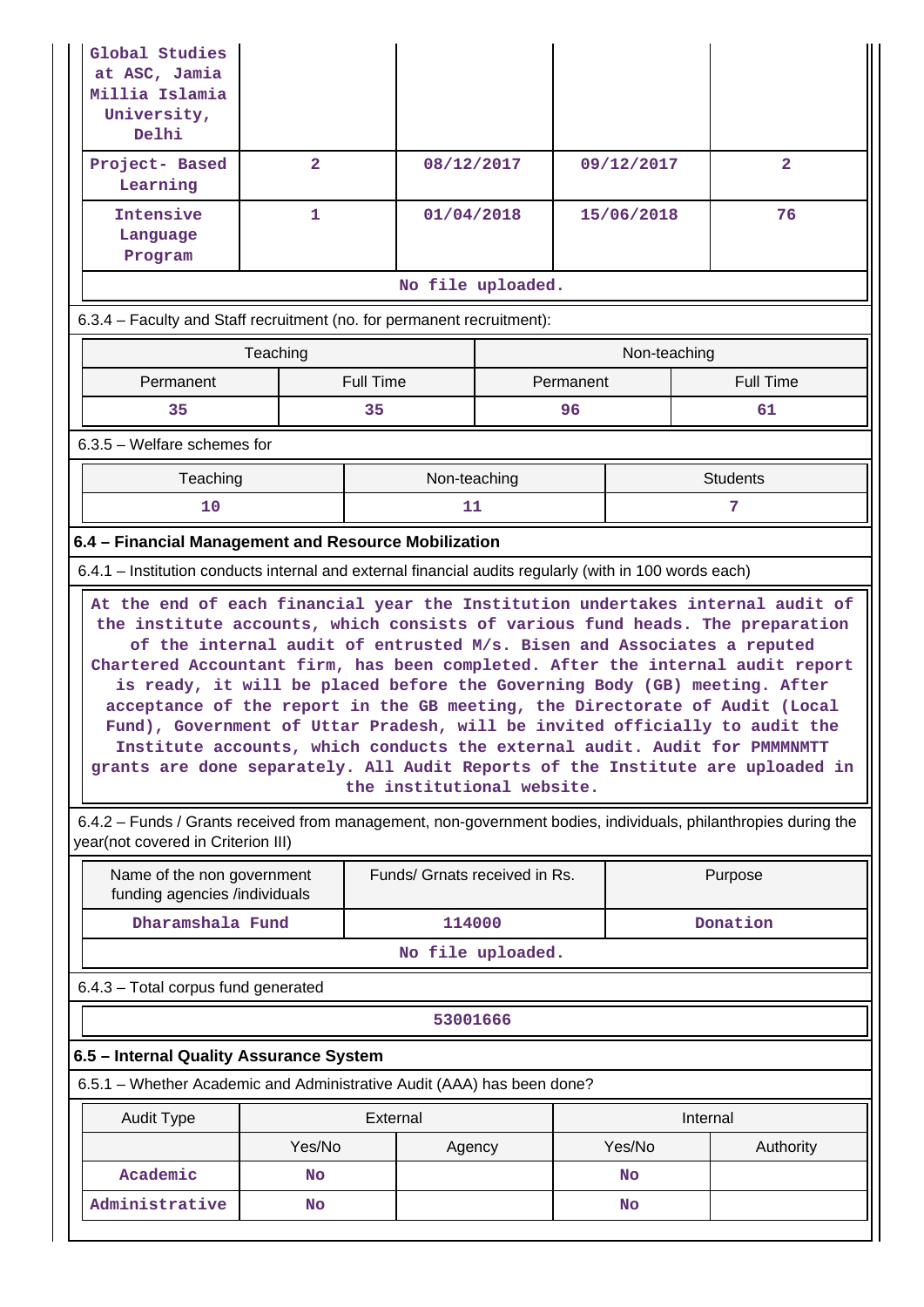| | | | | |
|---|---|---|---|---|
| Global Studies at ASC, Jamia Millia Islamia University, Delhi | | | | |
| Project- Based Learning | 2 | 08/12/2017 | 09/12/2017 | 2 |
| Intensive Language Program | 1 | 01/04/2018 | 15/06/2018 | 76 |
| No file uploaded. | | | | |

6.3.4 – Faculty and Staff recruitment (no. for permanent recruitment):

| Teaching | | Non-teaching | |
|---|---|---|---|
| Permanent | Full Time | Permanent | Full Time |
| 35 | 35 | 96 | 61 |

6.3.5 – Welfare schemes for

| Teaching | Non-teaching | Students |
|---|---|---|
| 10 | 11 | 7 |

### 6.4 – Financial Management and Resource Mobilization

6.4.1 – Institution conducts internal and external financial audits regularly (with in 100 words each)

At the end of each financial year the Institution undertakes internal audit of the institute accounts, which consists of various fund heads. The preparation of the internal audit of entrusted M/s. Bisen and Associates a reputed Chartered Accountant firm, has been completed. After the internal audit report is ready, it will be placed before the Governing Body (GB) meeting. After acceptance of the report in the GB meeting, the Directorate of Audit (Local Fund), Government of Uttar Pradesh, will be invited officially to audit the Institute accounts, which conducts the external audit. Audit for PMMMNMTT grants are done separately. All Audit Reports of the Institute are uploaded in the institutional website.

6.4.2 – Funds / Grants received from management, non-government bodies, individuals, philanthropies during the year(not covered in Criterion III)

| Name of the non government funding agencies /individuals | Funds/ Grnats received in Rs. | Purpose |
|---|---|---|
| Dharamshala Fund | 114000 | Donation |
| No file uploaded. | | |

6.4.3 – Total corpus fund generated

| 53001666 |
|---|

### 6.5 – Internal Quality Assurance System

6.5.1 – Whether Academic and Administrative Audit (AAA) has been done?

| Audit Type | External | | Internal | |
|---|---|---|---|---|
| | Yes/No | Agency | Yes/No | Authority |
| Academic | No | | No | |
| Administrative | No | | No | |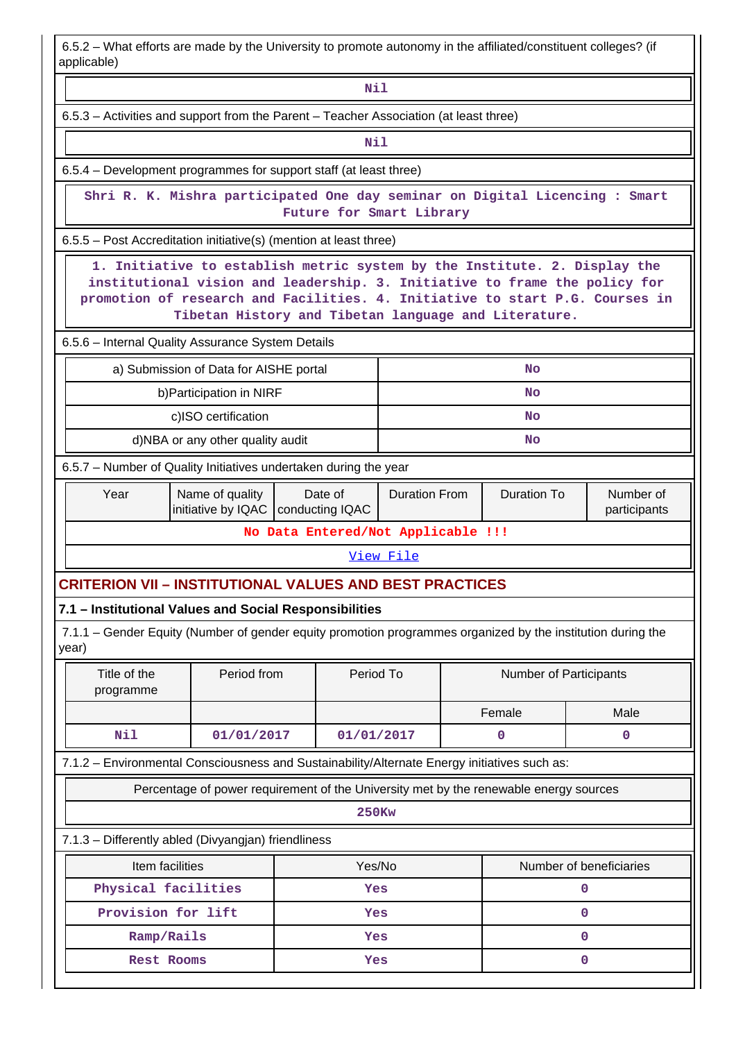6.5.2 – What efforts are made by the University to promote autonomy in the affiliated/constituent colleges? (if applicable)

Nil

6.5.3 – Activities and support from the Parent – Teacher Association (at least three)

Nil

6.5.4 – Development programmes for support staff (at least three)

Shri R. K. Mishra participated One day seminar on Digital Licencing : Smart Future for Smart Library

6.5.5 – Post Accreditation initiative(s) (mention at least three)

1. Initiative to establish metric system by the Institute. 2. Display the institutional vision and leadership. 3. Initiative to frame the policy for promotion of research and Facilities. 4. Initiative to start P.G. Courses in Tibetan History and Tibetan language and Literature.

6.5.6 – Internal Quality Assurance System Details

| | |
|---|---|
| a) Submission of Data for AISHE portal | No |
| b)Participation in NIRF | No |
| c)ISO certification | No |
| d)NBA or any other quality audit | No |

6.5.7 – Number of Quality Initiatives undertaken during the year

| Year | Name of quality initiative by IQAC | Date of conducting IQAC | Duration From | Duration To | Number of participants |
|---|---|---|---|---|---|
| No Data Entered/Not Applicable !!! | | | | | |

View File

## CRITERION VII – INSTITUTIONAL VALUES AND BEST PRACTICES

### 7.1 – Institutional Values and Social Responsibilities

7.1.1 – Gender Equity (Number of gender equity promotion programmes organized by the institution during the year)

| Title of the programme | Period from | Period To | Number of Participants | |
|---|---|---|---|---|
| | | | Female | Male |
| Nil | 01/01/2017 | 01/01/2017 | 0 | 0 |

7.1.2 – Environmental Consciousness and Sustainability/Alternate Energy initiatives such as:

| Percentage of power requirement of the University met by the renewable energy sources |
|---|
| 250Kw |

7.1.3 – Differently abled (Divyangjan) friendliness

| Item facilities | Yes/No | Number of beneficiaries |
|---|---|---|
| Physical facilities | Yes | 0 |
| Provision for lift | Yes | 0 |
| Ramp/Rails | Yes | 0 |
| Rest Rooms | Yes | 0 |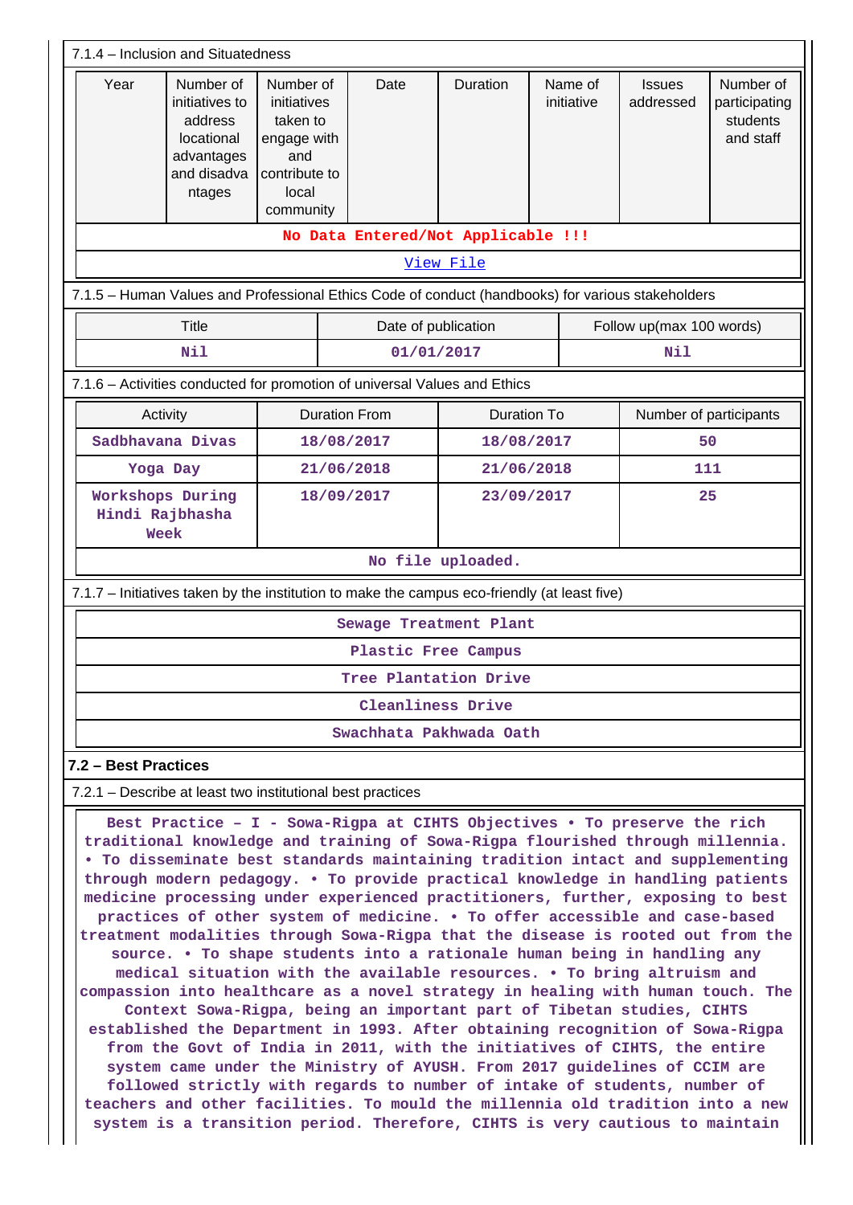7.1.4 – Inclusion and Situatedness

| Year | Number of initiatives to address locational advantages and disadvantages | Number of initiatives taken to engage with and contribute to local community | Date | Duration | Name of initiative | Issues addressed | Number of participating students and staff |
|---|---|---|---|---|---|---|---|
| No Data Entered/Not Applicable !!! | | | | | | | |
| View File | | | | | | | |

7.1.5 – Human Values and Professional Ethics Code of conduct (handbooks) for various stakeholders

| Title | Date of publication | Follow up(max 100 words) |
|---|---|---|
| Nil | 01/01/2017 | Nil |

7.1.6 – Activities conducted for promotion of universal Values and Ethics

| Activity | Duration From | Duration To | Number of participants |
|---|---|---|---|
| Sadbhavana Divas | 18/08/2017 | 18/08/2017 | 50 |
| Yoga Day | 21/06/2018 | 21/06/2018 | 111 |
| Workshops During Hindi Rajbhasha Week | 18/09/2017 | 23/09/2017 | 25 |
| No file uploaded. | | | |

7.1.7 – Initiatives taken by the institution to make the campus eco-friendly (at least five)

| |
|---|
| Sewage Treatment Plant |
| Plastic Free Campus |
| Tree Plantation Drive |
| Cleanliness Drive |
| Swachhata Pakhwada Oath |

## 7.2 – Best Practices

7.2.1 – Describe at least two institutional best practices

Best Practice – I - Sowa-Rigpa at CIHTS Objectives • To preserve the rich traditional knowledge and training of Sowa-Rigpa flourished through millennia. • To disseminate best standards maintaining tradition intact and supplementing through modern pedagogy. • To provide practical knowledge in handling patients medicine processing under experienced practitioners, further, exposing to best practices of other system of medicine. • To offer accessible and case-based treatment modalities through Sowa-Rigpa that the disease is rooted out from the source. • To shape students into a rationale human being in handling any medical situation with the available resources. • To bring altruism and compassion into healthcare as a novel strategy in healing with human touch. The Context Sowa-Rigpa, being an important part of Tibetan studies, CIHTS established the Department in 1993. After obtaining recognition of Sowa-Rigpa from the Govt of India in 2011, with the initiatives of CIHTS, the entire system came under the Ministry of AYUSH. From 2017 guidelines of CCIM are followed strictly with regards to number of intake of students, number of teachers and other facilities. To mould the millennia old tradition into a new system is a transition period. Therefore, CIHTS is very cautious to maintain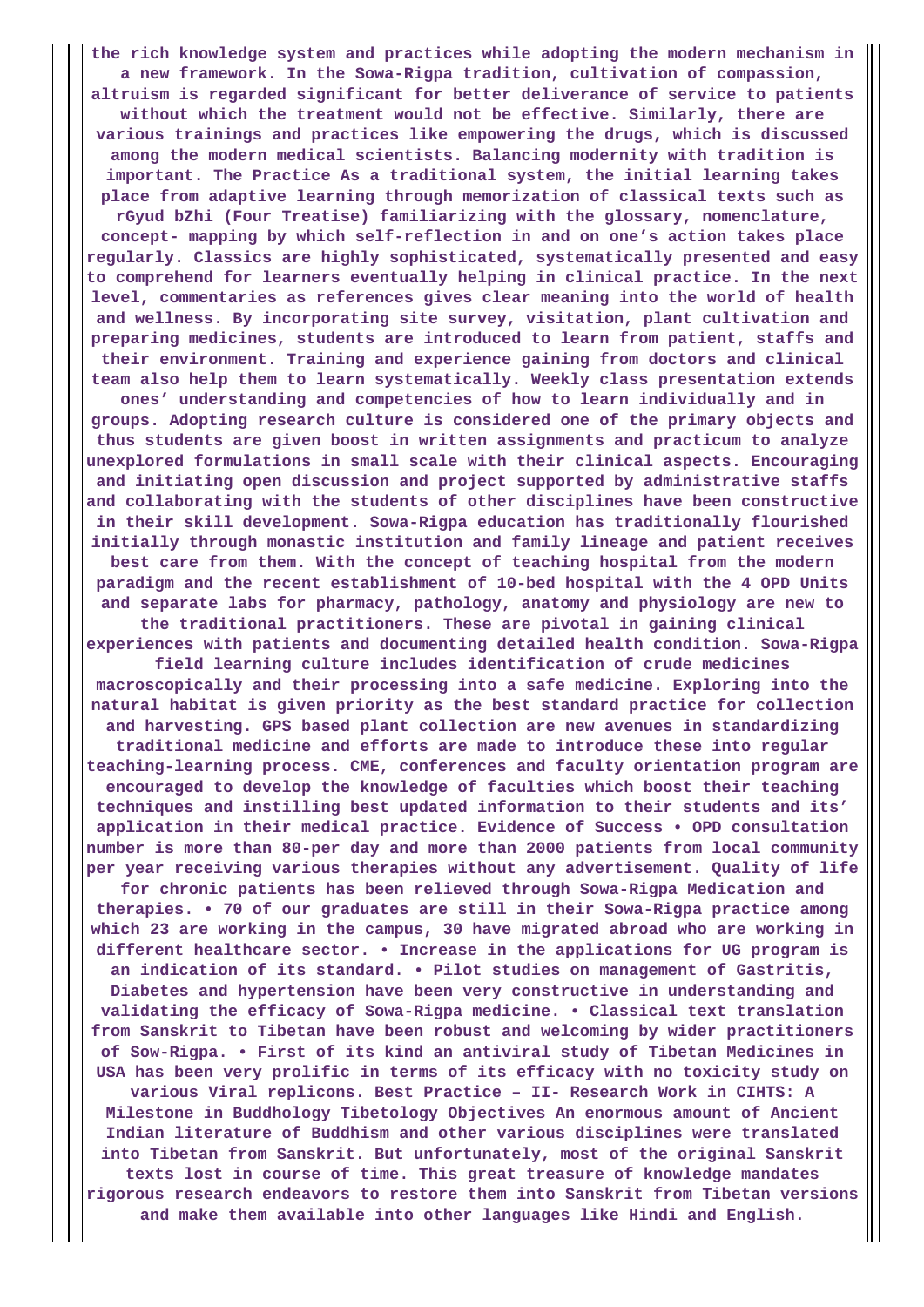**the rich knowledge system and practices while adopting the modern mechanism in a new framework. In the Sowa-Rigpa tradition, cultivation of compassion, altruism is regarded significant for better deliverance of service to patients without which the treatment would not be effective. Similarly, there are various trainings and practices like empowering the drugs, which is discussed among the modern medical scientists. Balancing modernity with tradition is important. The Practice As a traditional system, the initial learning takes place from adaptive learning through memorization of classical texts such as rGyud bZhi (Four Treatise) familiarizing with the glossary, nomenclature, concept- mapping by which self-reflection in and on one's action takes place regularly. Classics are highly sophisticated, systematically presented and easy to comprehend for learners eventually helping in clinical practice. In the next level, commentaries as references gives clear meaning into the world of health and wellness. By incorporating site survey, visitation, plant cultivation and preparing medicines, students are introduced to learn from patient, staffs and their environment. Training and experience gaining from doctors and clinical team also help them to learn systematically. Weekly class presentation extends ones' understanding and competencies of how to learn individually and in groups. Adopting research culture is considered one of the primary objects and thus students are given boost in written assignments and practicum to analyze unexplored formulations in small scale with their clinical aspects. Encouraging and initiating open discussion and project supported by administrative staffs and collaborating with the students of other disciplines have been constructive in their skill development. Sowa-Rigpa education has traditionally flourished initially through monastic institution and family lineage and patient receives best care from them. With the concept of teaching hospital from the modern paradigm and the recent establishment of 10-bed hospital with the 4 OPD Units and separate labs for pharmacy, pathology, anatomy and physiology are new to the traditional practitioners. These are pivotal in gaining clinical experiences with patients and documenting detailed health condition. Sowa-Rigpa field learning culture includes identification of crude medicines macroscopically and their processing into a safe medicine. Exploring into the natural habitat is given priority as the best standard practice for collection and harvesting. GPS based plant collection are new avenues in standardizing traditional medicine and efforts are made to introduce these into regular teaching-learning process. CME, conferences and faculty orientation program are encouraged to develop the knowledge of faculties which boost their teaching techniques and instilling best updated information to their students and its' application in their medical practice. Evidence of Success • OPD consultation number is more than 80-per day and more than 2000 patients from local community per year receiving various therapies without any advertisement. Quality of life for chronic patients has been relieved through Sowa-Rigpa Medication and therapies. • 70 of our graduates are still in their Sowa-Rigpa practice among which 23 are working in the campus, 30 have migrated abroad who are working in different healthcare sector. • Increase in the applications for UG program is an indication of its standard. • Pilot studies on management of Gastritis, Diabetes and hypertension have been very constructive in understanding and validating the efficacy of Sowa-Rigpa medicine. • Classical text translation from Sanskrit to Tibetan have been robust and welcoming by wider practitioners of Sow-Rigpa. • First of its kind an antiviral study of Tibetan Medicines in USA has been very prolific in terms of its efficacy with no toxicity study on various Viral replicons. Best Practice – II- Research Work in CIHTS: A Milestone in Buddhology Tibetology Objectives An enormous amount of Ancient Indian literature of Buddhism and other various disciplines were translated into Tibetan from Sanskrit. But unfortunately, most of the original Sanskrit texts lost in course of time. This great treasure of knowledge mandates rigorous research endeavors to restore them into Sanskrit from Tibetan versions and make them available into other languages like Hindi and English.**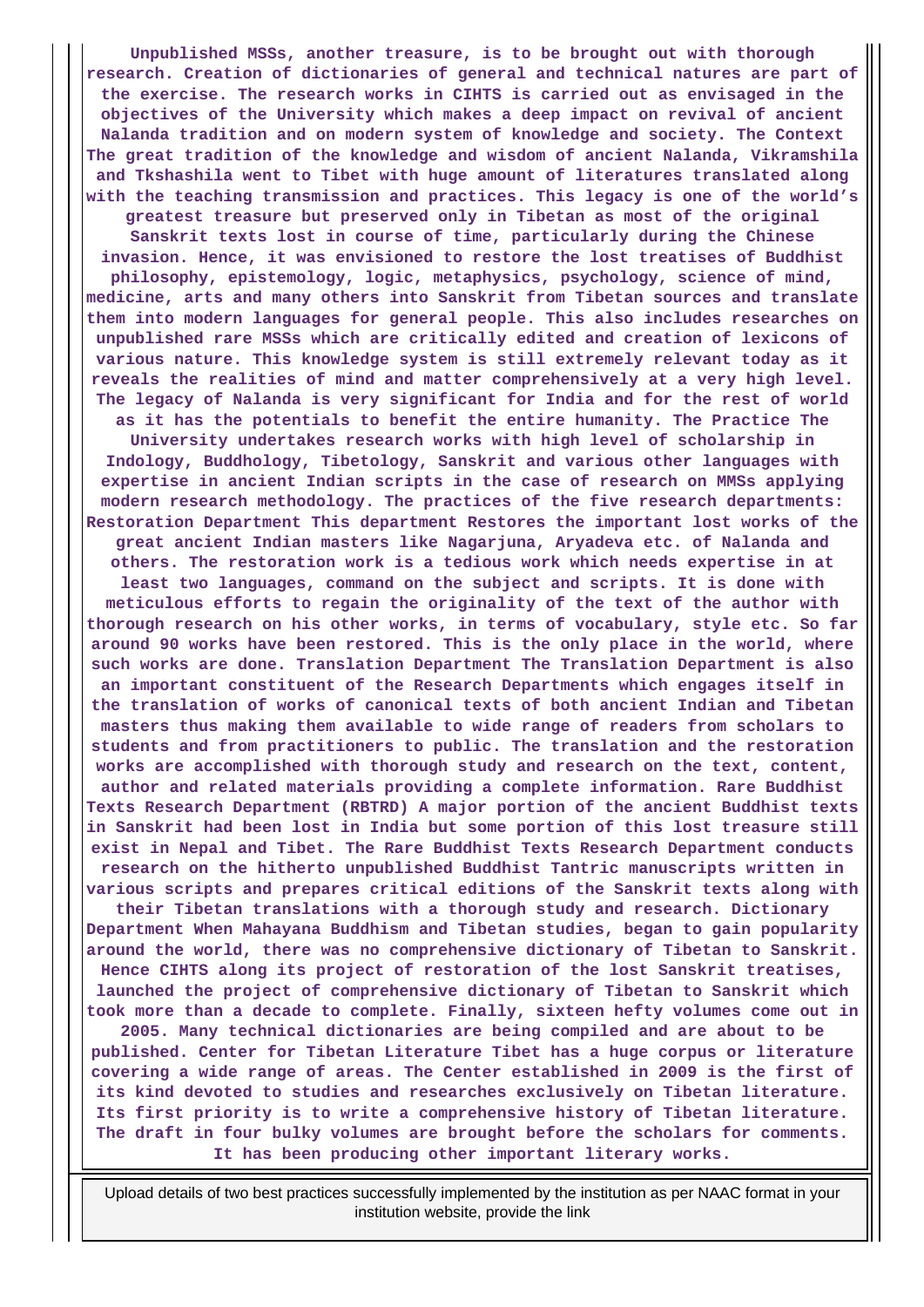**Unpublished MSSs, another treasure, is to be brought out with thorough research. Creation of dictionaries of general and technical natures are part of the exercise. The research works in CIHTS is carried out as envisaged in the objectives of the University which makes a deep impact on revival of ancient Nalanda tradition and on modern system of knowledge and society. The Context The great tradition of the knowledge and wisdom of ancient Nalanda, Vikramshila and Tkshashila went to Tibet with huge amount of literatures translated along with the teaching transmission and practices. This legacy is one of the world's greatest treasure but preserved only in Tibetan as most of the original Sanskrit texts lost in course of time, particularly during the Chinese invasion. Hence, it was envisioned to restore the lost treatises of Buddhist philosophy, epistemology, logic, metaphysics, psychology, science of mind, medicine, arts and many others into Sanskrit from Tibetan sources and translate them into modern languages for general people. This also includes researches on unpublished rare MSSs which are critically edited and creation of lexicons of various nature. This knowledge system is still extremely relevant today as it reveals the realities of mind and matter comprehensively at a very high level. The legacy of Nalanda is very significant for India and for the rest of world as it has the potentials to benefit the entire humanity. The Practice The University undertakes research works with high level of scholarship in Indology, Buddhology, Tibetology, Sanskrit and various other languages with expertise in ancient Indian scripts in the case of research on MMSs applying modern research methodology. The practices of the five research departments: Restoration Department This department Restores the important lost works of the great ancient Indian masters like Nagarjuna, Aryadeva etc. of Nalanda and others. The restoration work is a tedious work which needs expertise in at least two languages, command on the subject and scripts. It is done with meticulous efforts to regain the originality of the text of the author with thorough research on his other works, in terms of vocabulary, style etc. So far around 90 works have been restored. This is the only place in the world, where such works are done. Translation Department The Translation Department is also an important constituent of the Research Departments which engages itself in the translation of works of canonical texts of both ancient Indian and Tibetan masters thus making them available to wide range of readers from scholars to students and from practitioners to public. The translation and the restoration works are accomplished with thorough study and research on the text, content, author and related materials providing a complete information. Rare Buddhist Texts Research Department (RBTRD) A major portion of the ancient Buddhist texts in Sanskrit had been lost in India but some portion of this lost treasure still exist in Nepal and Tibet. The Rare Buddhist Texts Research Department conducts research on the hitherto unpublished Buddhist Tantric manuscripts written in various scripts and prepares critical editions of the Sanskrit texts along with their Tibetan translations with a thorough study and research. Dictionary Department When Mahayana Buddhism and Tibetan studies, began to gain popularity around the world, there was no comprehensive dictionary of Tibetan to Sanskrit. Hence CIHTS along its project of restoration of the lost Sanskrit treatises, launched the project of comprehensive dictionary of Tibetan to Sanskrit which took more than a decade to complete. Finally, sixteen hefty volumes come out in 2005. Many technical dictionaries are being compiled and are about to be published. Center for Tibetan Literature Tibet has a huge corpus or literature covering a wide range of areas. The Center established in 2009 is the first of its kind devoted to studies and researches exclusively on Tibetan literature. Its first priority is to write a comprehensive history of Tibetan literature. The draft in four bulky volumes are brought before the scholars for comments. It has been producing other important literary works.**

Upload details of two best practices successfully implemented by the institution as per NAAC format in your institution website, provide the link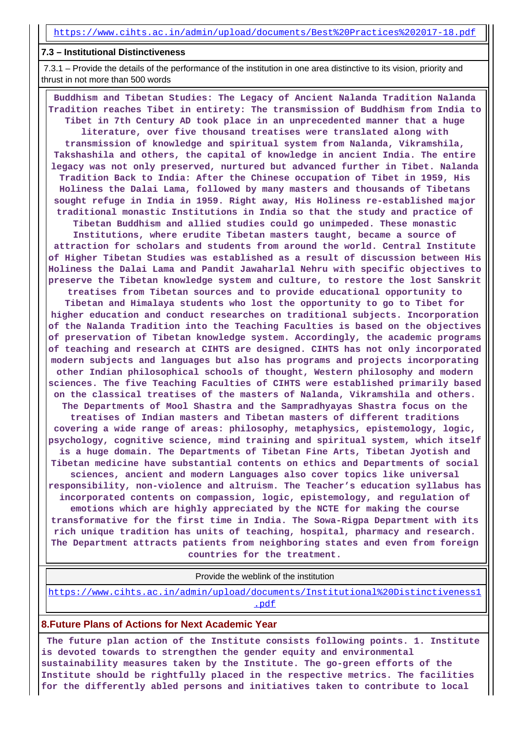https://www.cihts.ac.in/admin/upload/documents/Best%20Practices%202017-18.pdf

**7.3 – Institutional Distinctiveness**

7.3.1 – Provide the details of the performance of the institution in one area distinctive to its vision, priority and thrust in not more than 500 words

**Buddhism and Tibetan Studies: The Legacy of Ancient Nalanda Tradition Nalanda Tradition reaches Tibet in entirety: The transmission of Buddhism from India to Tibet in 7th Century AD took place in an unprecedented manner that a huge literature, over five thousand treatises were translated along with transmission of knowledge and spiritual system from Nalanda, Vikramshila, Takshashila and others, the capital of knowledge in ancient India. The entire legacy was not only preserved, nurtured but advanced further in Tibet. Nalanda Tradition Back to India: After the Chinese occupation of Tibet in 1959, His Holiness the Dalai Lama, followed by many masters and thousands of Tibetans sought refuge in India in 1959. Right away, His Holiness re-established major traditional monastic Institutions in India so that the study and practice of Tibetan Buddhism and allied studies could go unimpeded. These monastic Institutions, where erudite Tibetan masters taught, became a source of attraction for scholars and students from around the world. Central Institute of Higher Tibetan Studies was established as a result of discussion between His Holiness the Dalai Lama and Pandit Jawaharlal Nehru with specific objectives to preserve the Tibetan knowledge system and culture, to restore the lost Sanskrit treatises from Tibetan sources and to provide educational opportunity to Tibetan and Himalaya students who lost the opportunity to go to Tibet for higher education and conduct researches on traditional subjects. Incorporation of the Nalanda Tradition into the Teaching Faculties is based on the objectives of preservation of Tibetan knowledge system. Accordingly, the academic programs of teaching and research at CIHTS are designed. CIHTS has not only incorporated modern subjects and languages but also has programs and projects incorporating other Indian philosophical schools of thought, Western philosophy and modern sciences. The five Teaching Faculties of CIHTS were established primarily based on the classical treatises of the masters of Nalanda, Vikramshila and others. The Departments of Mool Shastra and the Sampradhyayas Shastra focus on the treatises of Indian masters and Tibetan masters of different traditions covering a wide range of areas: philosophy, metaphysics, epistemology, logic, psychology, cognitive science, mind training and spiritual system, which itself is a huge domain. The Departments of Tibetan Fine Arts, Tibetan Jyotish and Tibetan medicine have substantial contents on ethics and Departments of social sciences, ancient and modern Languages also cover topics like universal responsibility, non-violence and altruism. The Teacher's education syllabus has incorporated contents on compassion, logic, epistemology, and regulation of emotions which are highly appreciated by the NCTE for making the course transformative for the first time in India. The Sowa-Rigpa Department with its rich unique tradition has units of teaching, hospital, pharmacy and research. The Department attracts patients from neighboring states and even from foreign countries for the treatment.**

Provide the weblink of the institution

https://www.cihts.ac.in/admin/upload/documents/Institutional%20Distinctiveness1.pdf

## 8.Future Plans of Actions for Next Academic Year

**The future plan action of the Institute consists following points. 1. Institute is devoted towards to strengthen the gender equity and environmental sustainability measures taken by the Institute. The go-green efforts of the Institute should be rightfully placed in the respective metrics. The facilities for the differently abled persons and initiatives taken to contribute to local**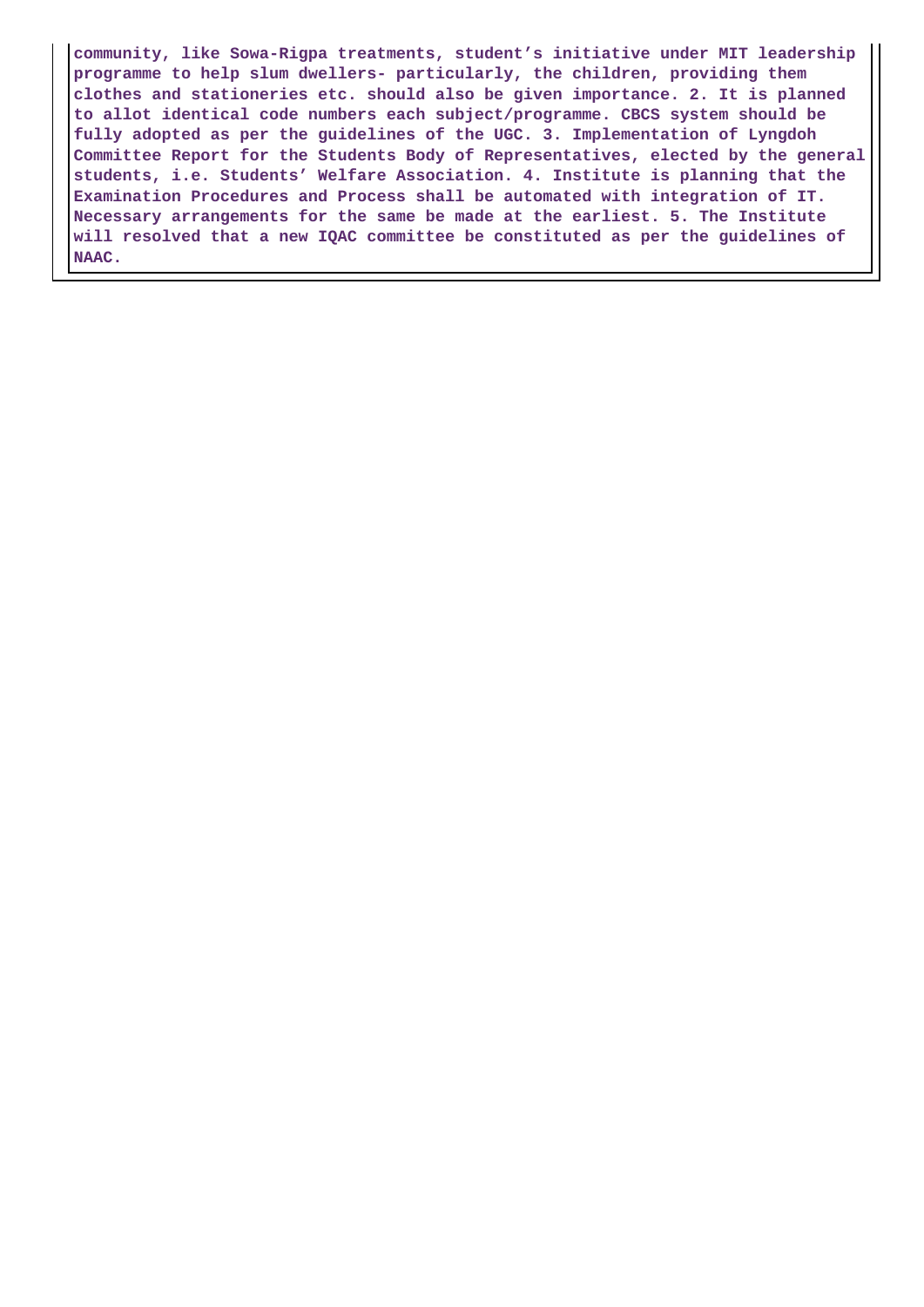**community, like Sowa-Rigpa treatments, student's initiative under MIT leadership programme to help slum dwellers- particularly, the children, providing them clothes and stationeries etc. should also be given importance. 2. It is planned to allot identical code numbers each subject/programme. CBCS system should be fully adopted as per the guidelines of the UGC. 3. Implementation of Lyngdoh Committee Report for the Students Body of Representatives, elected by the general students, i.e. Students' Welfare Association. 4. Institute is planning that the Examination Procedures and Process shall be automated with integration of IT. Necessary arrangements for the same be made at the earliest. 5. The Institute will resolved that a new IQAC committee be constituted as per the guidelines of NAAC.**